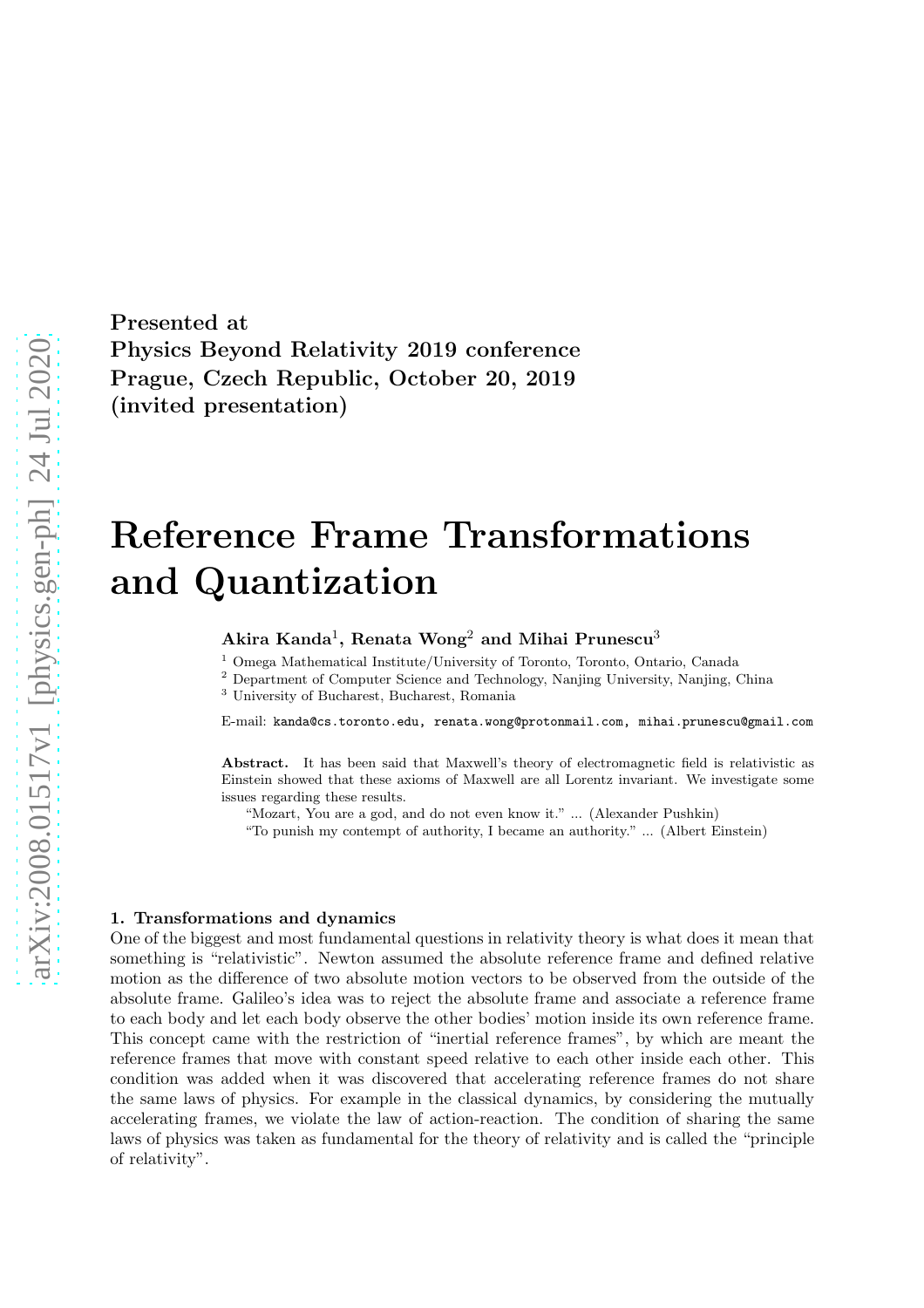**Presented at**
**Physics Beyond Relativity 2019 conference**
**Prague, Czech Republic, October 20, 2019**
**(invited presentation)**

# Reference Frame Transformations and Quantization

**Akira Kanda**[1]**, Renata Wong**[2] **and Mihai Prunescu**[3]

[1] Omega Mathematical Institute/University of Toronto, Toronto, Ontario, Canada
[2] Department of Computer Science and Technology, Nanjing University, Nanjing, China
[3] University of Bucharest, Bucharest, Romania

E-mail: kanda@cs.toronto.edu, renata.wong@protonmail.com, mihai.prunescu@gmail.com

**Abstract.** It has been said that Maxwell's theory of electromagnetic field is relativistic as Einstein showed that these axioms of Maxwell are all Lorentz invariant. We investigate some issues regarding these results.

"Mozart, You are a god, and do not even know it." ... (Alexander Pushkin)

"To punish my contempt of authority, I became an authority." ... (Albert Einstein)

## 1. Transformations and dynamics

One of the biggest and most fundamental questions in relativity theory is what does it mean that something is "relativistic". Newton assumed the absolute reference frame and defined relative motion as the difference of two absolute motion vectors to be observed from the outside of the absolute frame. Galileo's idea was to reject the absolute frame and associate a reference frame to each body and let each body observe the other bodies' motion inside its own reference frame. This concept came with the restriction of "inertial reference frames", by which are meant the reference frames that move with constant speed relative to each other inside each other. This condition was added when it was discovered that accelerating reference frames do not share the same laws of physics. For example in the classical dynamics, by considering the mutually accelerating frames, we violate the law of action-reaction. The condition of sharing the same laws of physics was taken as fundamental for the theory of relativity and is called the "principle of relativity".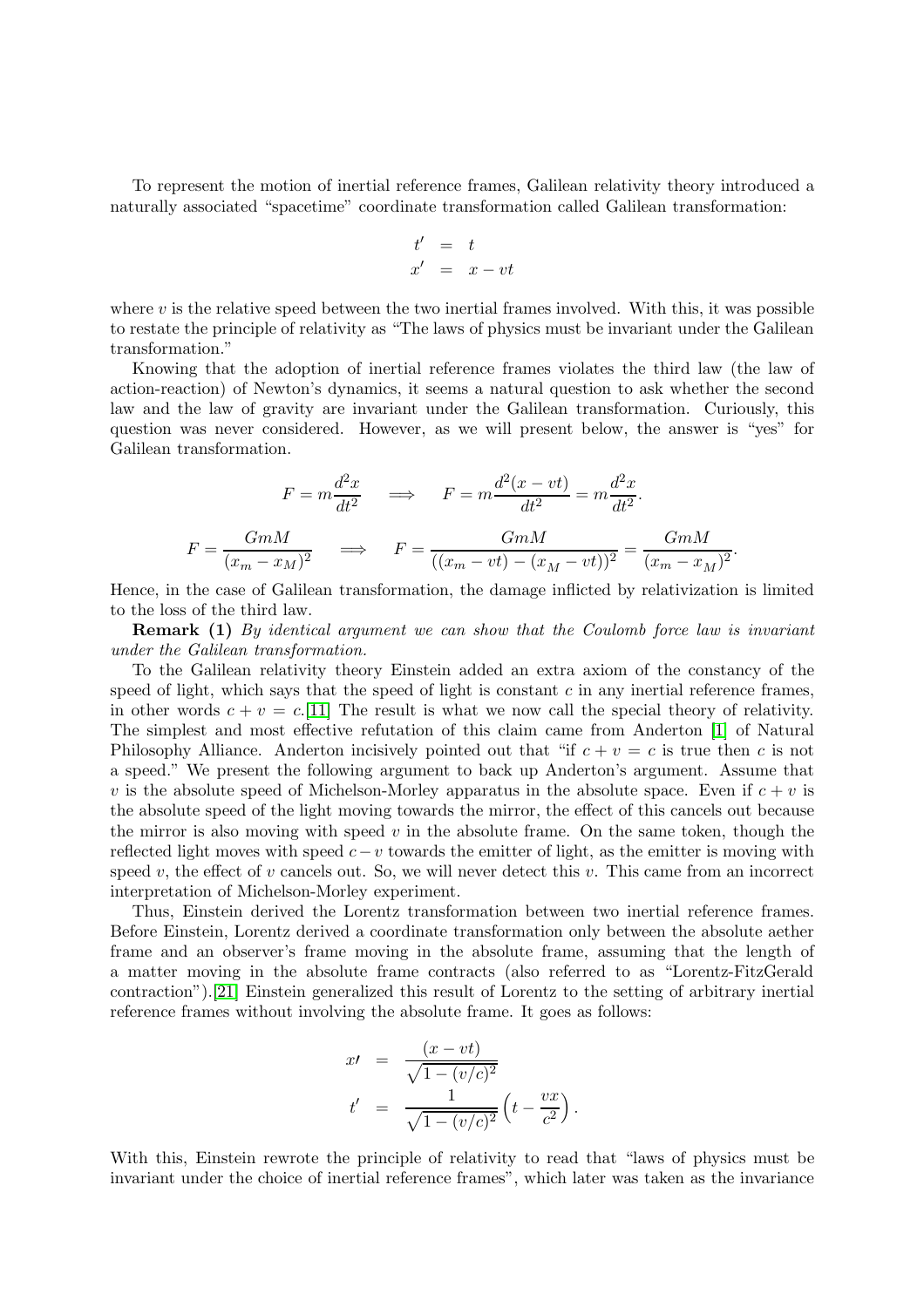To represent the motion of inertial reference frames, Galilean relativity theory introduced a naturally associated "spacetime" coordinate transformation called Galilean transformation:

$$
\begin{aligned}
t' &= t \\
x' &= x - vt
\end{aligned}
$$

where $v$ is the relative speed between the two inertial frames involved. With this, it was possible to restate the principle of relativity as "The laws of physics must be invariant under the Galilean transformation."

Knowing that the adoption of inertial reference frames violates the third law (the law of action-reaction) of Newton's dynamics, it seems a natural question to ask whether the second law and the law of gravity are invariant under the Galilean transformation. Curiously, this question was never considered. However, as we will present below, the answer is "yes" for Galilean transformation.

$$
F = m\frac{d^2x}{dt^2} \quad \Longrightarrow \quad F = m\frac{d^2(x-vt)}{dt^2} = m\frac{d^2x}{dt^2}.
$$

$$
F = \frac{GmM}{(x_m - x_M)^2} \quad \Longrightarrow \quad F = \frac{GmM}{((x_m - vt) - (x_M - vt))^2} = \frac{GmM}{(x_m - x_M)^2}.
$$

Hence, in the case of Galilean transformation, the damage inflicted by relativization is limited to the loss of the third law.

**Remark (1)** *By identical argument we can show that the Coulomb force law is invariant under the Galilean transformation.*

To the Galilean relativity theory Einstein added an extra axiom of the constancy of the speed of light, which says that the speed of light is constant $c$ in any inertial reference frames, in other words $c + v = c$.[11] The result is what we now call the special theory of relativity. The simplest and most effective refutation of this claim came from Anderton [1] of Natural Philosophy Alliance. Anderton incisively pointed out that "if $c + v = c$ is true then $c$ is not a speed." We present the following argument to back up Anderton's argument. Assume that $v$ is the absolute speed of Michelson-Morley apparatus in the absolute space. Even if $c + v$ is the absolute speed of the light moving towards the mirror, the effect of this cancels out because the mirror is also moving with speed $v$ in the absolute frame. On the same token, though the reflected light moves with speed $c - v$ towards the emitter of light, as the emitter is moving with speed $v$, the effect of $v$ cancels out. So, we will never detect this $v$. This came from an incorrect interpretation of Michelson-Morley experiment.

Thus, Einstein derived the Lorentz transformation between two inertial reference frames. Before Einstein, Lorentz derived a coordinate transformation only between the absolute aether frame and an observer's frame moving in the absolute frame, assuming that the length of a matter moving in the absolute frame contracts (also referred to as "Lorentz-FitzGerald contraction").[21] Einstein generalized this result of Lorentz to the setting of arbitrary inertial reference frames without involving the absolute frame. It goes as follows:

$$
\begin{aligned}
x' &= \frac{(x - vt)}{\sqrt{1 - (v/c)^2}} \\
t' &= \frac{1}{\sqrt{1 - (v/c)^2}}\left(t - \frac{vx}{c^2}\right).
\end{aligned}
$$

With this, Einstein rewrote the principle of relativity to read that "laws of physics must be invariant under the choice of inertial reference frames", which later was taken as the invariance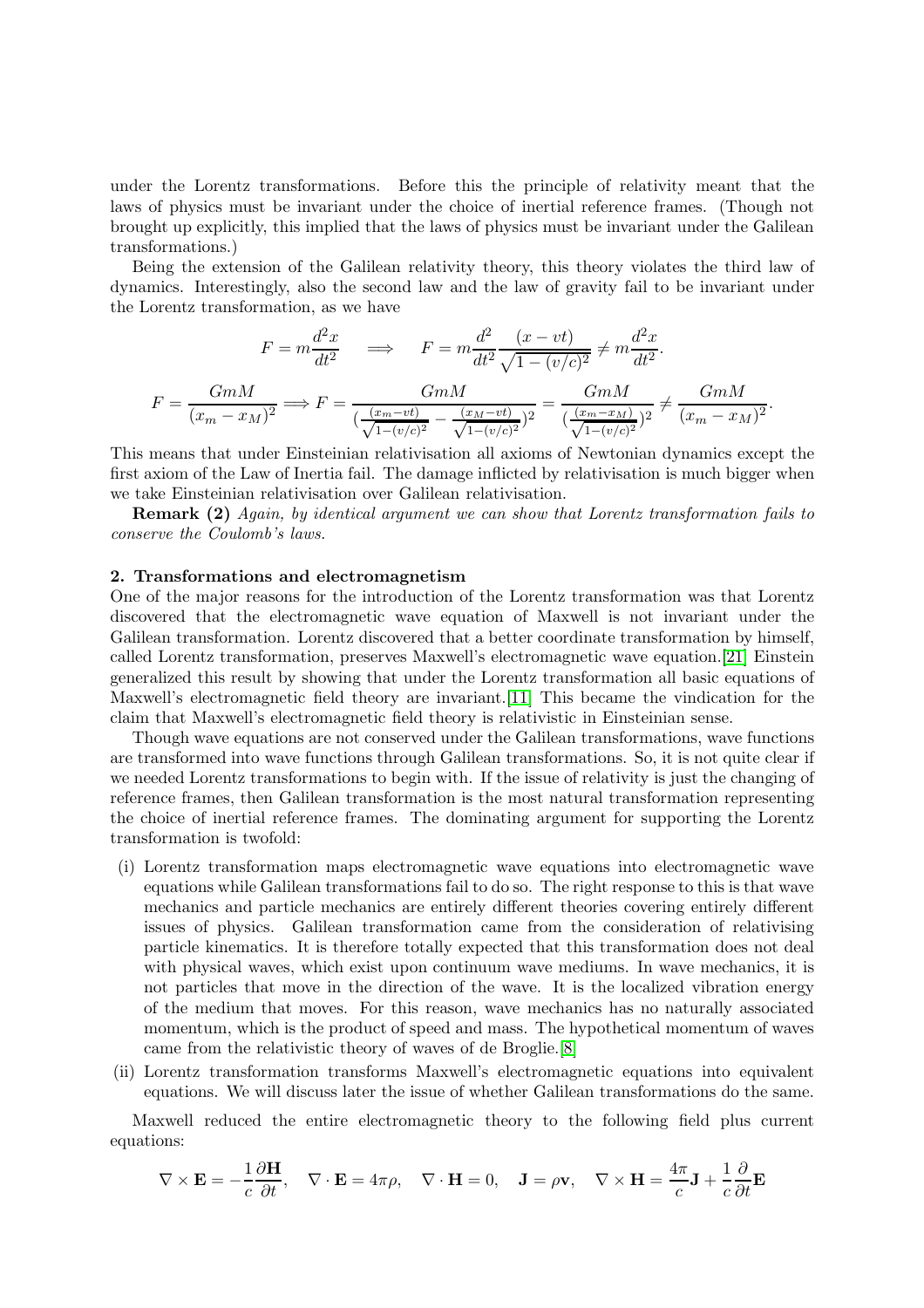under the Lorentz transformations. Before this the principle of relativity meant that the laws of physics must be invariant under the choice of inertial reference frames. (Though not brought up explicitly, this implied that the laws of physics must be invariant under the Galilean transformations.)

Being the extension of the Galilean relativity theory, this theory violates the third law of dynamics. Interestingly, also the second law and the law of gravity fail to be invariant under the Lorentz transformation, as we have

$$F = m\frac{d^2x}{dt^2} \quad \Longrightarrow \quad F = m\frac{d^2}{dt^2}\frac{(x-vt)}{\sqrt{1-(v/c)^2}} \neq m\frac{d^2x}{dt^2}.$$

$$F = \frac{GmM}{(x_m - x_M)^2} \Longrightarrow F = \frac{GmM}{(\frac{(x_m-vt)}{\sqrt{1-(v/c)^2}} - \frac{(x_M-vt)}{\sqrt{1-(v/c)^2}})^2} = \frac{GmM}{(\frac{(x_m-x_M)}{\sqrt{1-(v/c)^2}})^2} \neq \frac{GmM}{(x_m - x_M)^2}.$$

This means that under Einsteinian relativisation all axioms of Newtonian dynamics except the first axiom of the Law of Inertia fail. The damage inflicted by relativisation is much bigger when we take Einsteinian relativisation over Galilean relativisation.

**Remark (2)** *Again, by identical argument we can show that Lorentz transformation fails to conserve the Coulomb's laws.*

**2. Transformations and electromagnetism**

One of the major reasons for the introduction of the Lorentz transformation was that Lorentz discovered that the electromagnetic wave equation of Maxwell is not invariant under the Galilean transformation. Lorentz discovered that a better coordinate transformation by himself, called Lorentz transformation, preserves Maxwell's electromagnetic wave equation.[21] Einstein generalized this result by showing that under the Lorentz transformation all basic equations of Maxwell's electromagnetic field theory are invariant.[11] This became the vindication for the claim that Maxwell's electromagnetic field theory is relativistic in Einsteinian sense.

Though wave equations are not conserved under the Galilean transformations, wave functions are transformed into wave functions through Galilean transformations. So, it is not quite clear if we needed Lorentz transformations to begin with. If the issue of relativity is just the changing of reference frames, then Galilean transformation is the most natural transformation representing the choice of inertial reference frames. The dominating argument for supporting the Lorentz transformation is twofold:

(i) Lorentz transformation maps electromagnetic wave equations into electromagnetic wave equations while Galilean transformations fail to do so. The right response to this is that wave mechanics and particle mechanics are entirely different theories covering entirely different issues of physics. Galilean transformation came from the consideration of relativising particle kinematics. It is therefore totally expected that this transformation does not deal with physical waves, which exist upon continuum wave mediums. In wave mechanics, it is not particles that move in the direction of the wave. It is the localized vibration energy of the medium that moves. For this reason, wave mechanics has no naturally associated momentum, which is the product of speed and mass. The hypothetical momentum of waves came from the relativistic theory of waves of de Broglie.[8]

(ii) Lorentz transformation transforms Maxwell's electromagnetic equations into equivalent equations. We will discuss later the issue of whether Galilean transformations do the same.

Maxwell reduced the entire electromagnetic theory to the following field plus current equations:

$$\nabla \times \mathbf{E} = -\frac{1}{c}\frac{\partial \mathbf{H}}{\partial t}, \quad \nabla \cdot \mathbf{E} = 4\pi\rho, \quad \nabla \cdot \mathbf{H} = 0, \quad \mathbf{J} = \rho\mathbf{v}, \quad \nabla \times \mathbf{H} = \frac{4\pi}{c}\mathbf{J} + \frac{1}{c}\frac{\partial}{\partial t}\mathbf{E}$$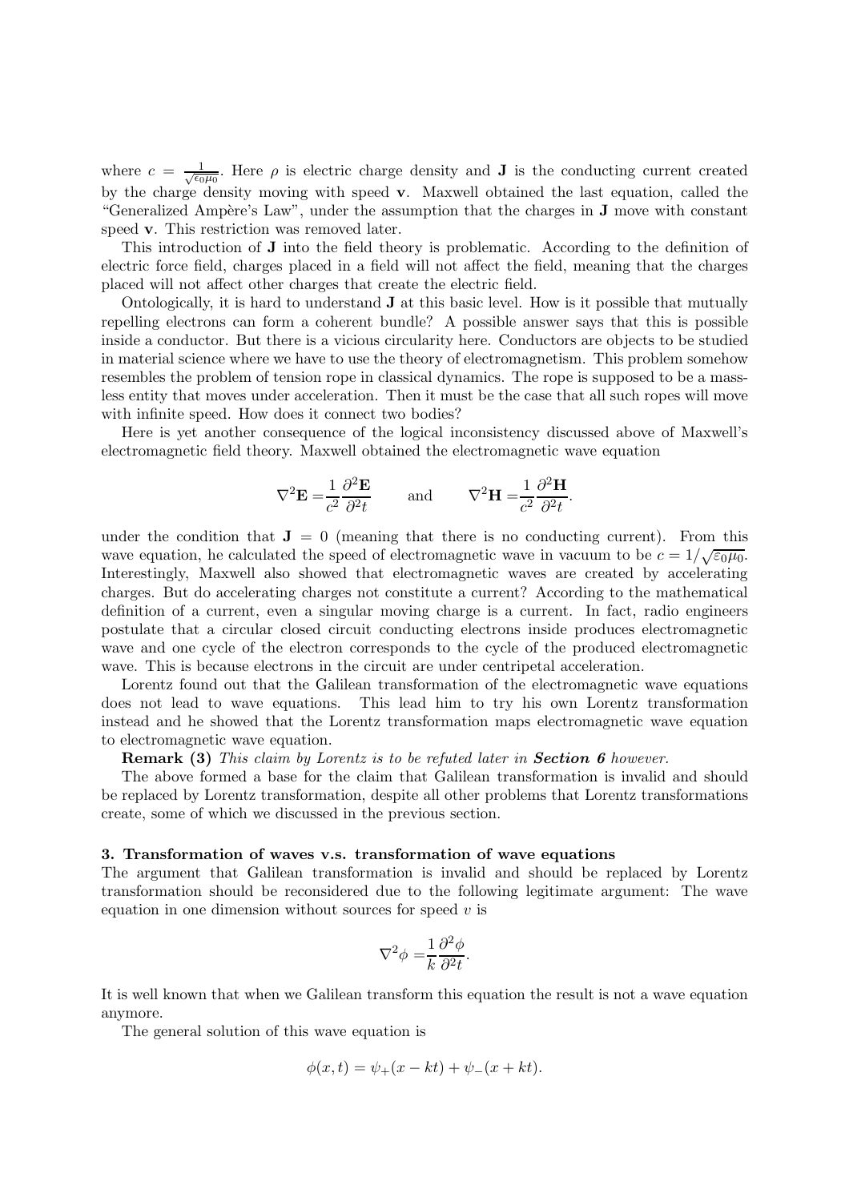where $c = \frac{1}{\sqrt{\epsilon_0\mu_0}}$. Here $\rho$ is electric charge density and $\mathbf{J}$ is the conducting current created by the charge density moving with speed $\mathbf{v}$. Maxwell obtained the last equation, called the "Generalized Ampère's Law", under the assumption that the charges in $\mathbf{J}$ move with constant speed $\mathbf{v}$. This restriction was removed later.

This introduction of $\mathbf{J}$ into the field theory is problematic. According to the definition of electric force field, charges placed in a field will not affect the field, meaning that the charges placed will not affect other charges that create the electric field.

Ontologically, it is hard to understand $\mathbf{J}$ at this basic level. How is it possible that mutually repelling electrons can form a coherent bundle? A possible answer says that this is possible inside a conductor. But there is a vicious circularity here. Conductors are objects to be studied in material science where we have to use the theory of electromagnetism. This problem somehow resembles the problem of tension rope in classical dynamics. The rope is supposed to be a massless entity that moves under acceleration. Then it must be the case that all such ropes will move with infinite speed. How does it connect two bodies?

Here is yet another consequence of the logical inconsistency discussed above of Maxwell's electromagnetic field theory. Maxwell obtained the electromagnetic wave equation

$$\nabla^2\mathbf{E} = \frac{1}{c^2}\frac{\partial^2\mathbf{E}}{\partial^2 t} \qquad \text{and} \qquad \nabla^2\mathbf{H} = \frac{1}{c^2}\frac{\partial^2\mathbf{H}}{\partial^2 t}.$$

under the condition that $\mathbf{J} = 0$ (meaning that there is no conducting current). From this wave equation, he calculated the speed of electromagnetic wave in vacuum to be $c = 1/\sqrt{\varepsilon_0\mu_0}$. Interestingly, Maxwell also showed that electromagnetic waves are created by accelerating charges. But do accelerating charges not constitute a current? According to the mathematical definition of a current, even a singular moving charge is a current. In fact, radio engineers postulate that a circular closed circuit conducting electrons inside produces electromagnetic wave and one cycle of the electron corresponds to the cycle of the produced electromagnetic wave. This is because electrons in the circuit are under centripetal acceleration.

Lorentz found out that the Galilean transformation of the electromagnetic wave equations does not lead to wave equations. This lead him to try his own Lorentz transformation instead and he showed that the Lorentz transformation maps electromagnetic wave equation to electromagnetic wave equation.

**Remark (3)** *This claim by Lorentz is to be refuted later in* ***Section 6*** *however.*

The above formed a base for the claim that Galilean transformation is invalid and should be replaced by Lorentz transformation, despite all other problems that Lorentz transformations create, some of which we discussed in the previous section.

### 3. Transformation of waves v.s. transformation of wave equations

The argument that Galilean transformation is invalid and should be replaced by Lorentz transformation should be reconsidered due to the following legitimate argument: The wave equation in one dimension without sources for speed $v$ is

$$\nabla^2\phi = \frac{1}{k}\frac{\partial^2\phi}{\partial^2 t}.$$

It is well known that when we Galilean transform this equation the result is not a wave equation anymore.

The general solution of this wave equation is

$$\phi(x,t) = \psi_+(x - kt) + \psi_-(x + kt).$$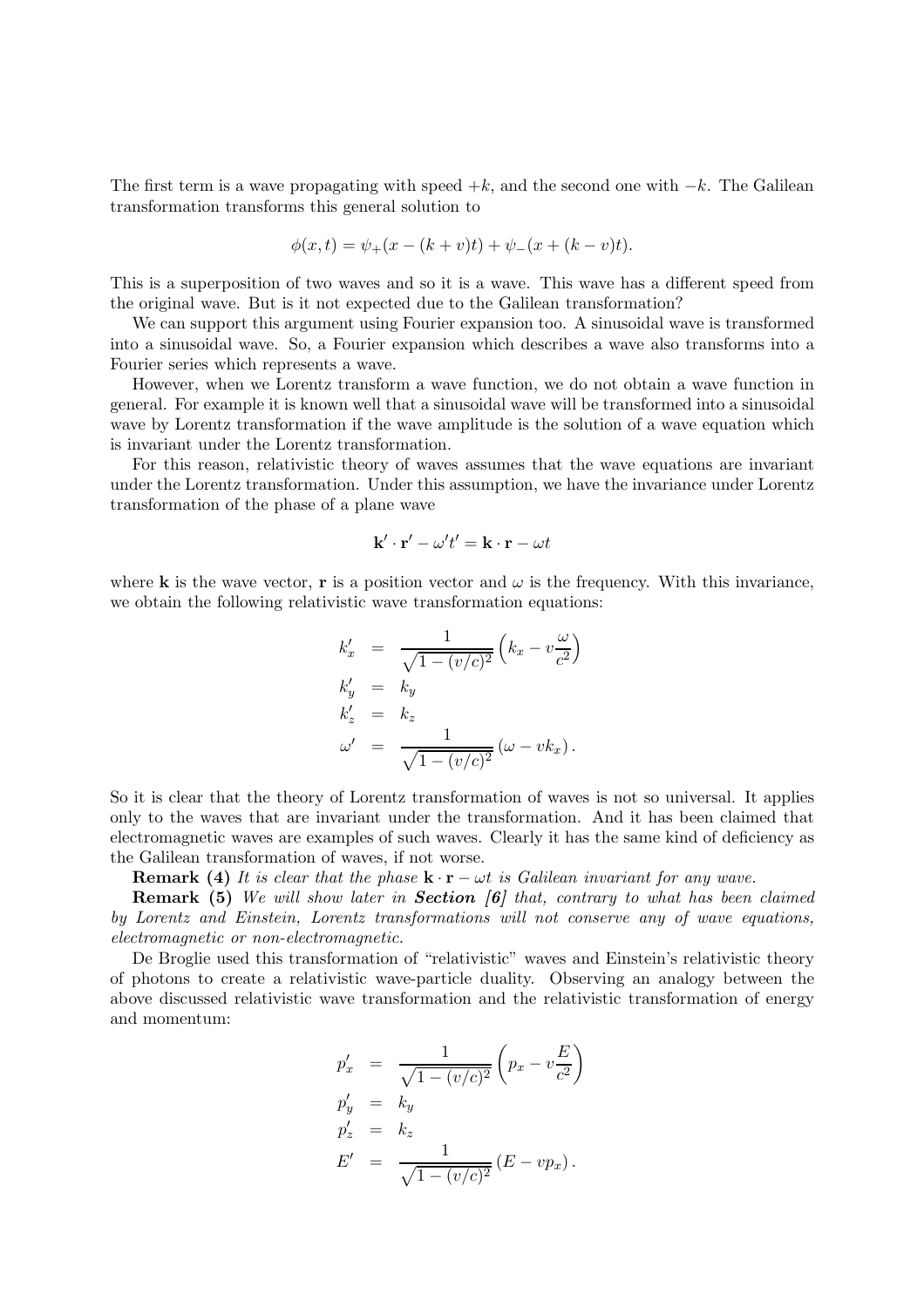The first term is a wave propagating with speed $+k$, and the second one with $-k$. The Galilean transformation transforms this general solution to

$$\phi(x,t) = \psi_+(x - (k+v)t) + \psi_-(x + (k-v)t).$$

This is a superposition of two waves and so it is a wave. This wave has a different speed from the original wave. But is it not expected due to the Galilean transformation?

We can support this argument using Fourier expansion too. A sinusoidal wave is transformed into a sinusoidal wave. So, a Fourier expansion which describes a wave also transforms into a Fourier series which represents a wave.

However, when we Lorentz transform a wave function, we do not obtain a wave function in general. For example it is known well that a sinusoidal wave will be transformed into a sinusoidal wave by Lorentz transformation if the wave amplitude is the solution of a wave equation which is invariant under the Lorentz transformation.

For this reason, relativistic theory of waves assumes that the wave equations are invariant under the Lorentz transformation. Under this assumption, we have the invariance under Lorentz transformation of the phase of a plane wave

$$\mathbf{k}' \cdot \mathbf{r}' - \omega' t' = \mathbf{k} \cdot \mathbf{r} - \omega t$$

where $\mathbf{k}$ is the wave vector, $\mathbf{r}$ is a position vector and $\omega$ is the frequency. With this invariance, we obtain the following relativistic wave transformation equations:

$$
\begin{aligned}
k'_x &= \frac{1}{\sqrt{1-(v/c)^2}} \left( k_x - v\frac{\omega}{c^2} \right) \\
k'_y &= k_y \\
k'_z &= k_z \\
\omega' &= \frac{1}{\sqrt{1-(v/c)^2}} \left( \omega - v k_x \right).
\end{aligned}
$$

So it is clear that the theory of Lorentz transformation of waves is not so universal. It applies only to the waves that are invariant under the transformation. And it has been claimed that electromagnetic waves are examples of such waves. Clearly it has the same kind of deficiency as the Galilean transformation of waves, if not worse.

**Remark (4)** *It is clear that the phase $\mathbf{k} \cdot \mathbf{r} - \omega t$ is Galilean invariant for any wave.*

**Remark (5)** *We will show later in **Section [6]** that, contrary to what has been claimed by Lorentz and Einstein, Lorentz transformations will not conserve any of wave equations, electromagnetic or non-electromagnetic.*

De Broglie used this transformation of "relativistic" waves and Einstein's relativistic theory of photons to create a relativistic wave-particle duality. Observing an analogy between the above discussed relativistic wave transformation and the relativistic transformation of energy and momentum:

$$
\begin{aligned}
p'_x &= \frac{1}{\sqrt{1-(v/c)^2}} \left( p_x - v\frac{E}{c^2} \right) \\
p'_y &= k_y \\
p'_z &= k_z \\
E' &= \frac{1}{\sqrt{1-(v/c)^2}} \left( E - v p_x \right).
\end{aligned}
$$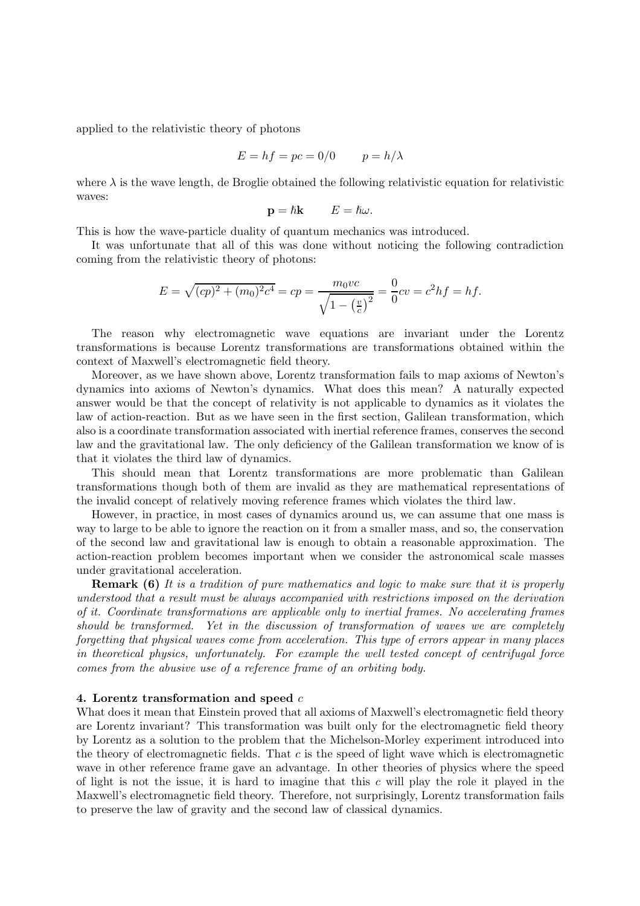applied to the relativistic theory of photons

$$E = hf = pc = 0/0 \qquad p = h/\lambda$$

where $\lambda$ is the wave length, de Broglie obtained the following relativistic equation for relativistic waves:

$$\mathbf{p} = \hbar \mathbf{k} \qquad E = \hbar \omega.$$

This is how the wave-particle duality of quantum mechanics was introduced.

It was unfortunate that all of this was done without noticing the following contradiction coming from the relativistic theory of photons:

$$E = \sqrt{(cp)^2 + (m_0)^2 c^4} = cp = \frac{m_0 v c}{\sqrt{1 - \left(\frac{v}{c}\right)^2}} = \frac{0}{0} cv = c^2 hf = hf.$$

The reason why electromagnetic wave equations are invariant under the Lorentz transformations is because Lorentz transformations are transformations obtained within the context of Maxwell's electromagnetic field theory.

Moreover, as we have shown above, Lorentz transformation fails to map axioms of Newton's dynamics into axioms of Newton's dynamics. What does this mean? A naturally expected answer would be that the concept of relativity is not applicable to dynamics as it violates the law of action-reaction. But as we have seen in the first section, Galilean transformation, which also is a coordinate transformation associated with inertial reference frames, conserves the second law and the gravitational law. The only deficiency of the Galilean transformation we know of is that it violates the third law of dynamics.

This should mean that Lorentz transformations are more problematic than Galilean transformations though both of them are invalid as they are mathematical representations of the invalid concept of relatively moving reference frames which violates the third law.

However, in practice, in most cases of dynamics around us, we can assume that one mass is way to large to be able to ignore the reaction on it from a smaller mass, and so, the conservation of the second law and gravitational law is enough to obtain a reasonable approximation. The action-reaction problem becomes important when we consider the astronomical scale masses under gravitational acceleration.

**Remark (6)** *It is a tradition of pure mathematics and logic to make sure that it is properly understood that a result must be always accompanied with restrictions imposed on the derivation of it. Coordinate transformations are applicable only to inertial frames. No accelerating frames should be transformed. Yet in the discussion of transformation of waves we are completely forgetting that physical waves come from acceleration. This type of errors appear in many places in theoretical physics, unfortunately. For example the well tested concept of centrifugal force comes from the abusive use of a reference frame of an orbiting body.*

### 4. Lorentz transformation and speed $c$

What does it mean that Einstein proved that all axioms of Maxwell's electromagnetic field theory are Lorentz invariant? This transformation was built only for the electromagnetic field theory by Lorentz as a solution to the problem that the Michelson-Morley experiment introduced into the theory of electromagnetic fields. That $c$ is the speed of light wave which is electromagnetic wave in other reference frame gave an advantage. In other theories of physics where the speed of light is not the issue, it is hard to imagine that this $c$ will play the role it played in the Maxwell's electromagnetic field theory. Therefore, not surprisingly, Lorentz transformation fails to preserve the law of gravity and the second law of classical dynamics.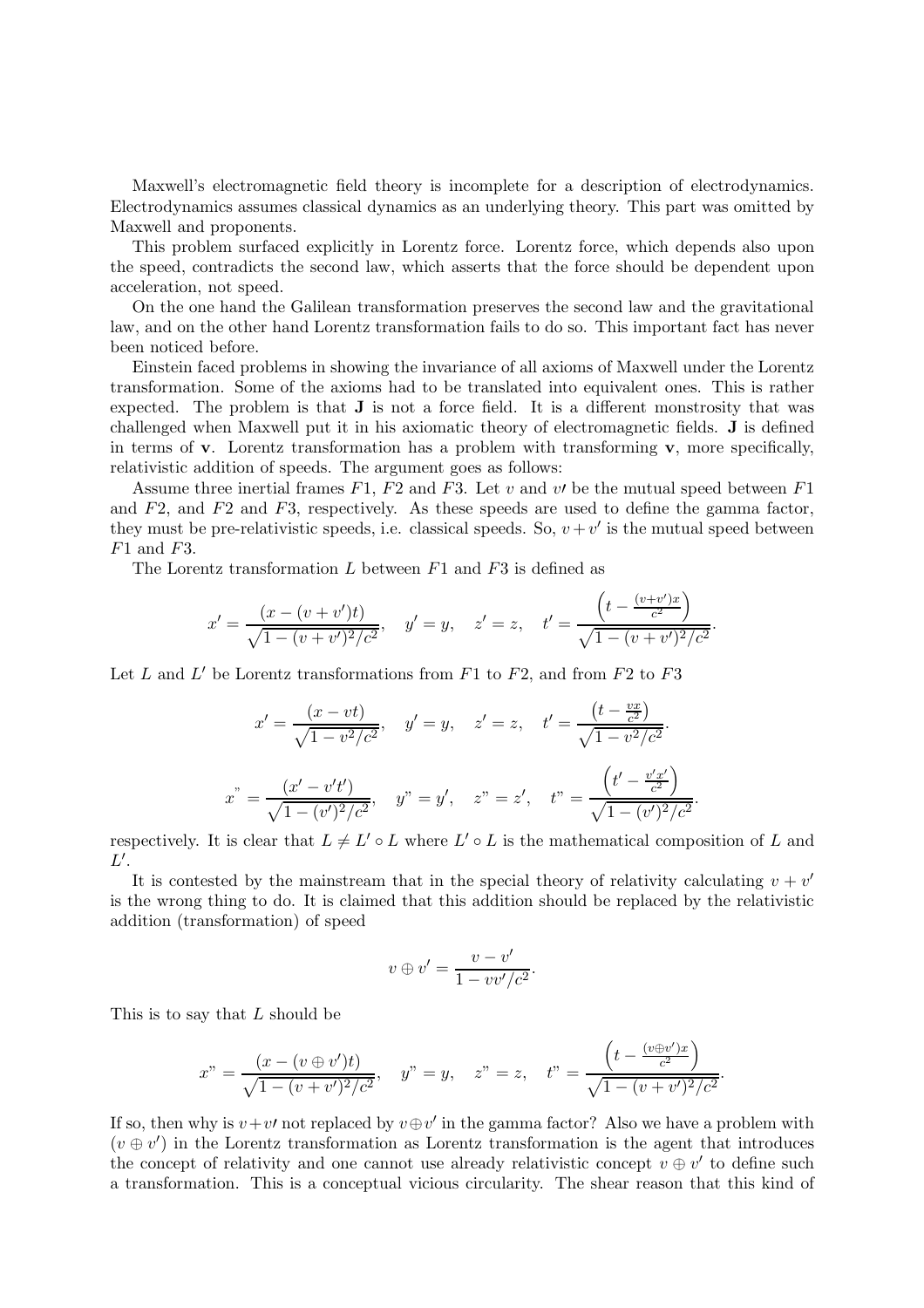Maxwell's electromagnetic field theory is incomplete for a description of electrodynamics. Electrodynamics assumes classical dynamics as an underlying theory. This part was omitted by Maxwell and proponents.

This problem surfaced explicitly in Lorentz force. Lorentz force, which depends also upon the speed, contradicts the second law, which asserts that the force should be dependent upon acceleration, not speed.

On the one hand the Galilean transformation preserves the second law and the gravitational law, and on the other hand Lorentz transformation fails to do so. This important fact has never been noticed before.

Einstein faced problems in showing the invariance of all axioms of Maxwell under the Lorentz transformation. Some of the axioms had to be translated into equivalent ones. This is rather expected. The problem is that $\mathbf{J}$ is not a force field. It is a different monstrosity that was challenged when Maxwell put it in his axiomatic theory of electromagnetic fields. $\mathbf{J}$ is defined in terms of $\mathbf{v}$. Lorentz transformation has a problem with transforming $\mathbf{v}$, more specifically, relativistic addition of speeds. The argument goes as follows:

Assume three inertial frames $F1$, $F2$ and $F3$. Let $v$ and $v\prime$ be the mutual speed between $F1$ and $F2$, and $F2$ and $F3$, respectively. As these speeds are used to define the gamma factor, they must be pre-relativistic speeds, i.e. classical speeds. So, $v + v'$ is the mutual speed between $F1$ and $F3$.

The Lorentz transformation $L$ between $F1$ and $F3$ is defined as

$$x' = \frac{(x - (v+v')t)}{\sqrt{1-(v+v')^2/c^2}}, \quad y' = y, \quad z' = z, \quad t' = \frac{\left(t - \frac{(v+v')x}{c^2}\right)}{\sqrt{1-(v+v')^2/c^2}}.$$

Let $L$ and $L'$ be Lorentz transformations from $F1$ to $F2$, and from $F2$ to $F3$

$$x' = \frac{(x - vt)}{\sqrt{1-v^2/c^2}}, \quad y' = y, \quad z' = z, \quad t' = \frac{\left(t - \frac{vx}{c^2}\right)}{\sqrt{1-v^2/c^2}}.$$

$$x" = \frac{(x' - v't')}{\sqrt{1-(v')^2/c^2}}, \quad y" = y', \quad z" = z', \quad t" = \frac{\left(t' - \frac{v'x'}{c^2}\right)}{\sqrt{1-(v')^2/c^2}}.$$

respectively. It is clear that $L \neq L' \circ L$ where $L' \circ L$ is the mathematical composition of $L$ and $L'$.

It is contested by the mainstream that in the special theory of relativity calculating $v + v'$ is the wrong thing to do. It is claimed that this addition should be replaced by the relativistic addition (transformation) of speed

$$v \oplus v' = \frac{v - v'}{1 - vv'/c^2}.$$

This is to say that $L$ should be

$$x" = \frac{(x - (v \oplus v')t)}{\sqrt{1-(v+v')^2/c^2}}, \quad y" = y, \quad z" = z, \quad t" = \frac{\left(t - \frac{(v\oplus v')x}{c^2}\right)}{\sqrt{1-(v+v')^2/c^2}}.$$

If so, then why is $v + v\prime$ not replaced by $v \oplus v'$ in the gamma factor? Also we have a problem with $(v \oplus v')$ in the Lorentz transformation as Lorentz transformation is the agent that introduces the concept of relativity and one cannot use already relativistic concept $v \oplus v'$ to define such a transformation. This is a conceptual vicious circularity. The shear reason that this kind of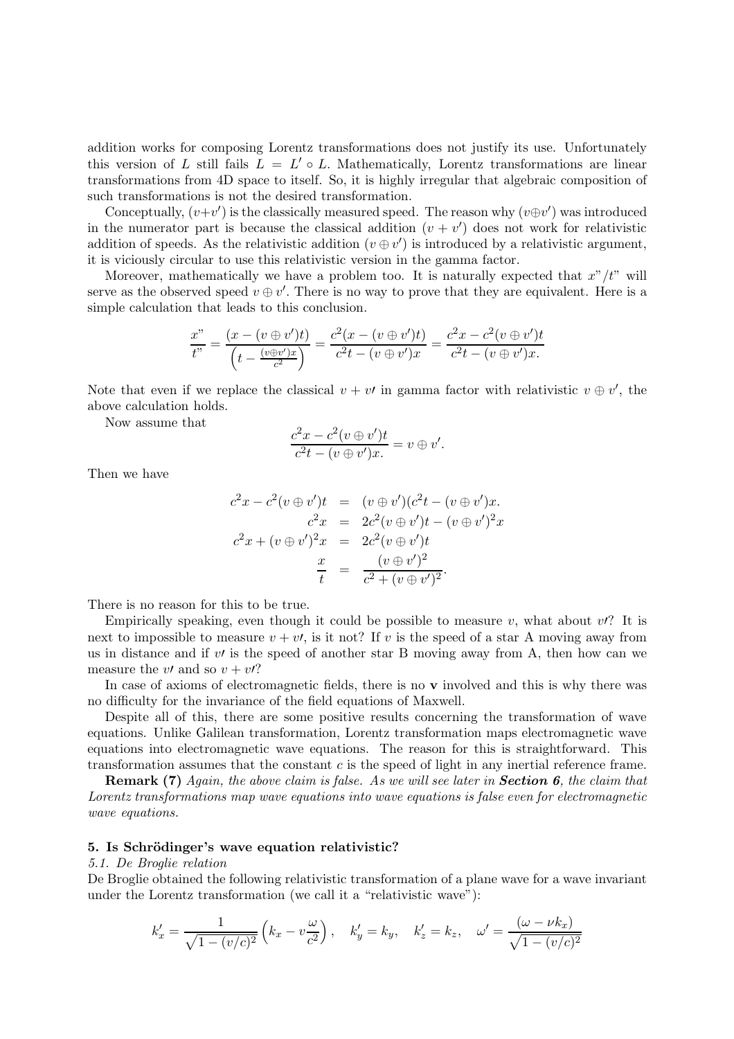addition works for composing Lorentz transformations does not justify its use. Unfortunately this version of $L$ still fails $L = L' \circ L$. Mathematically, Lorentz transformations are linear transformations from 4D space to itself. So, it is highly irregular that algebraic composition of such transformations is not the desired transformation.

Conceptually, $(v+v')$ is the classically measured speed. The reason why $(v \oplus v')$ was introduced in the numerator part is because the classical addition $(v + v')$ does not work for relativistic addition of speeds. As the relativistic addition $(v \oplus v')$ is introduced by a relativistic argument, it is viciously circular to use this relativistic version in the gamma factor.

Moreover, mathematically we have a problem too. It is naturally expected that $x"/t"$ will serve as the observed speed $v \oplus v'$. There is no way to prove that they are equivalent. Here is a simple calculation that leads to this conclusion.

$$\frac{x"}{t"} = \frac{(x - (v \oplus v')t)}{\left(t - \frac{(v \oplus v')x}{c^2}\right)} = \frac{c^2(x - (v \oplus v')t)}{c^2 t - (v \oplus v')x} = \frac{c^2 x - c^2(v \oplus v')t}{c^2 t - (v \oplus v')x.}$$

Note that even if we replace the classical $v + v\prime$ in gamma factor with relativistic $v \oplus v'$, the above calculation holds.

Now assume that

$$\frac{c^2 x - c^2(v \oplus v')t}{c^2 t - (v \oplus v')x.} = v \oplus v'.$$

Then we have

$$\begin{aligned}
c^2 x - c^2(v \oplus v')t &= (v \oplus v')(c^2 t - (v \oplus v')x. \\
c^2 x &= 2c^2(v \oplus v')t - (v \oplus v')^2 x \\
c^2 x + (v \oplus v')^2 x &= 2c^2(v \oplus v')t \\
\frac{x}{t} &= \frac{(v \oplus v')^2}{c^2 + (v \oplus v')^2}.
\end{aligned}$$

There is no reason for this to be true.

Empirically speaking, even though it could be possible to measure $v$, what about $v\prime$? It is next to impossible to measure $v + v\prime$, is it not? If $v$ is the speed of a star A moving away from us in distance and if $v\prime$ is the speed of another star B moving away from A, then how can we measure the $v\prime$ and so $v + v\prime$?

In case of axioms of electromagnetic fields, there is no $\mathbf{v}$ involved and this is why there was no difficulty for the invariance of the field equations of Maxwell.

Despite all of this, there are some positive results concerning the transformation of wave equations. Unlike Galilean transformation, Lorentz transformation maps electromagnetic wave equations into electromagnetic wave equations. The reason for this is straightforward. This transformation assumes that the constant $c$ is the speed of light in any inertial reference frame.

**Remark (7)** *Again, the above claim is false. As we will see later in* ***Section 6****, the claim that Lorentz transformations map wave equations into wave equations is false even for electromagnetic wave equations.*

### 5. Is Schrödinger's wave equation relativistic?

*5.1. De Broglie relation*

De Broglie obtained the following relativistic transformation of a plane wave for a wave invariant under the Lorentz transformation (we call it a "relativistic wave"):

$$k'_x = \frac{1}{\sqrt{1 - (v/c)^2}}\left(k_x - v\frac{\omega}{c^2}\right), \quad k'_y = k_y, \quad k'_z = k_z, \quad \omega' = \frac{(\omega - \nu k_x)}{\sqrt{1 - (v/c)^2}}$$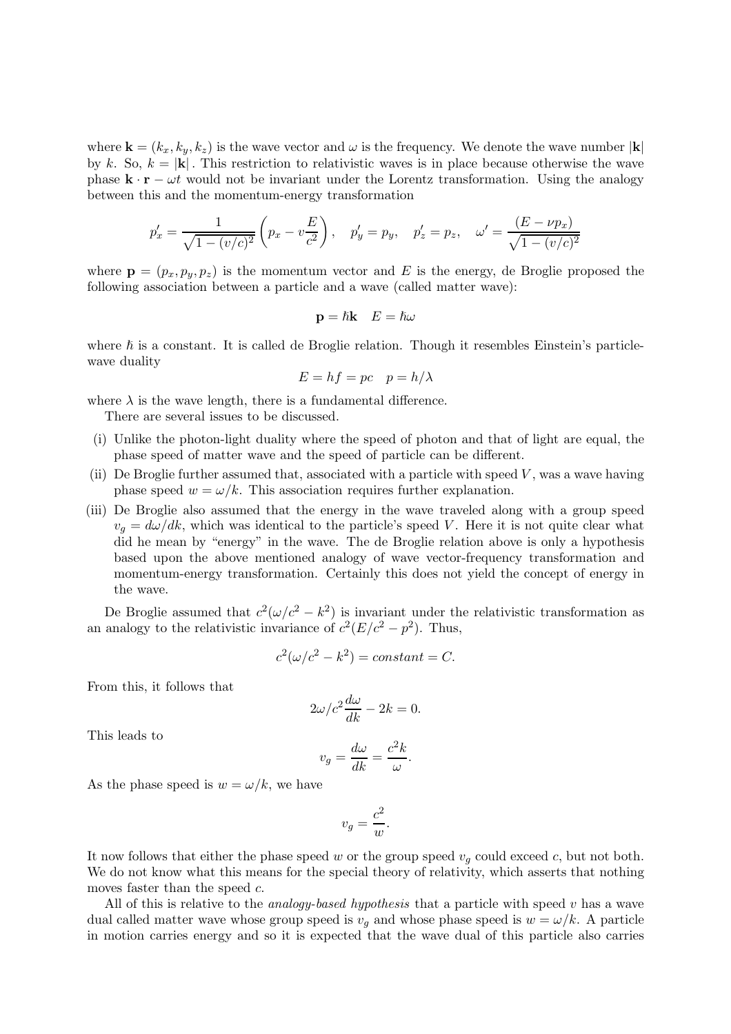where $\mathbf{k} = (k_x, k_y, k_z)$ is the wave vector and $\omega$ is the frequency. We denote the wave number $|\mathbf{k}|$ by $k$. So, $k = |\mathbf{k}|$ . This restriction to relativistic waves is in place because otherwise the wave phase $\mathbf{k} \cdot \mathbf{r} - \omega t$ would not be invariant under the Lorentz transformation. Using the analogy between this and the momentum-energy transformation

$$p'_x = \frac{1}{\sqrt{1-(v/c)^2}} \left( p_x - v\frac{E}{c^2} \right), \quad p'_y = p_y, \quad p'_z = p_z, \quad \omega' = \frac{(E - \nu p_x)}{\sqrt{1-(v/c)^2}}$$

where $\mathbf{p} = (p_x, p_y, p_z)$ is the momentum vector and $E$ is the energy, de Broglie proposed the following association between a particle and a wave (called matter wave):

$$\mathbf{p} = \hbar \mathbf{k} \quad E = \hbar \omega$$

where $\hbar$ is a constant. It is called de Broglie relation. Though it resembles Einstein's particle-wave duality

$$E = hf = pc \quad p = h/\lambda$$

where $\lambda$ is the wave length, there is a fundamental difference.

There are several issues to be discussed.

(i) Unlike the photon-light duality where the speed of photon and that of light are equal, the phase speed of matter wave and the speed of particle can be different.

(ii) De Broglie further assumed that, associated with a particle with speed $V$, was a wave having phase speed $w = \omega/k$. This association requires further explanation.

(iii) De Broglie also assumed that the energy in the wave traveled along with a group speed $v_g = d\omega/dk$, which was identical to the particle's speed $V$. Here it is not quite clear what did he mean by "energy" in the wave. The de Broglie relation above is only a hypothesis based upon the above mentioned analogy of wave vector-frequency transformation and momentum-energy transformation. Certainly this does not yield the concept of energy in the wave.

De Broglie assumed that $c^2(\omega/c^2 - k^2)$ is invariant under the relativistic transformation as an analogy to the relativistic invariance of $c^2(E/c^2 - p^2)$. Thus,

$$c^2(\omega/c^2 - k^2) = constant = C.$$

From this, it follows that

$$2\omega/c^2 \frac{d\omega}{dk} - 2k = 0.$$

This leads to

$$v_g = \frac{d\omega}{dk} = \frac{c^2 k}{\omega}.$$

As the phase speed is $w = \omega/k$, we have

$$v_g = \frac{c^2}{w}.$$

It now follows that either the phase speed $w$ or the group speed $v_g$ could exceed $c$, but not both. We do not know what this means for the special theory of relativity, which asserts that nothing moves faster than the speed $c$.

All of this is relative to the *analogy-based hypothesis* that a particle with speed $v$ has a wave dual called matter wave whose group speed is $v_g$ and whose phase speed is $w = \omega/k$. A particle in motion carries energy and so it is expected that the wave dual of this particle also carries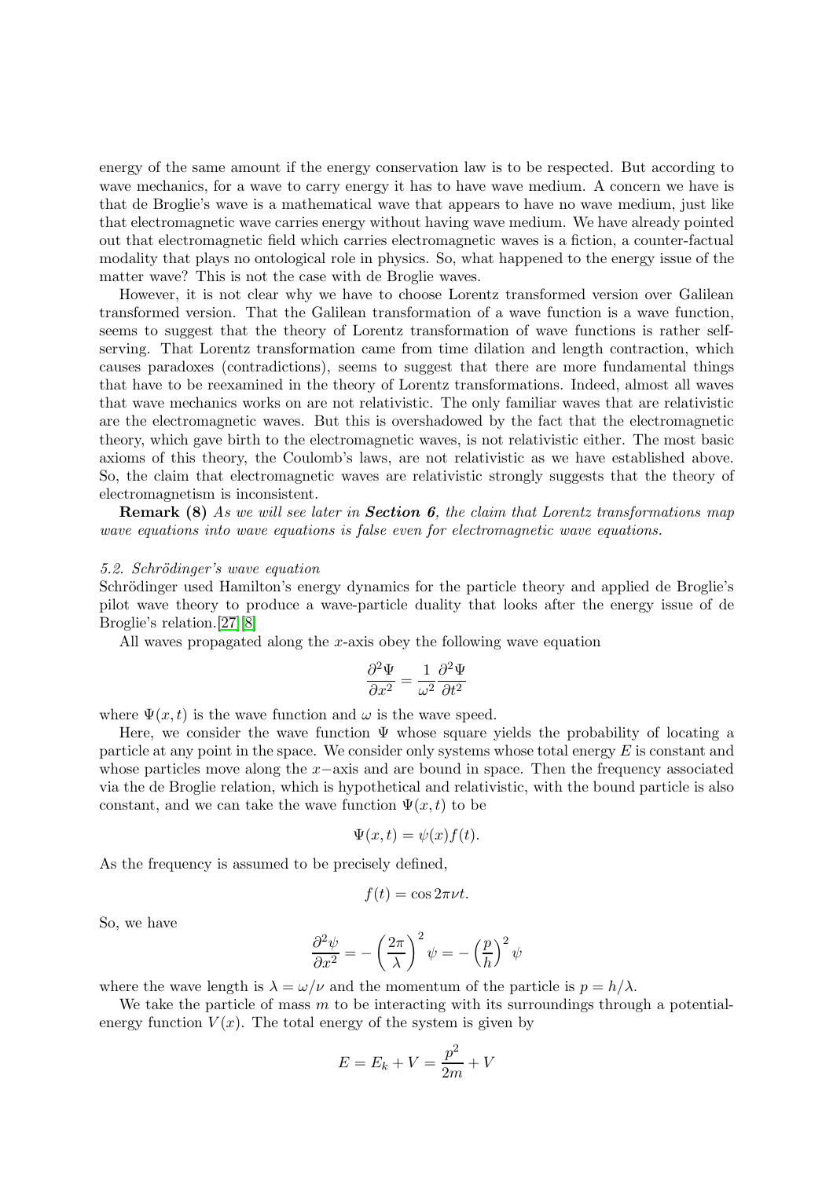energy of the same amount if the energy conservation law is to be respected. But according to wave mechanics, for a wave to carry energy it has to have wave medium. A concern we have is that de Broglie's wave is a mathematical wave that appears to have no wave medium, just like that electromagnetic wave carries energy without having wave medium. We have already pointed out that electromagnetic field which carries electromagnetic waves is a fiction, a counter-factual modality that plays no ontological role in physics. So, what happened to the energy issue of the matter wave? This is not the case with de Broglie waves.

However, it is not clear why we have to choose Lorentz transformed version over Galilean transformed version. That the Galilean transformation of a wave function is a wave function, seems to suggest that the theory of Lorentz transformation of wave functions is rather self-serving. That Lorentz transformation came from time dilation and length contraction, which causes paradoxes (contradictions), seems to suggest that there are more fundamental things that have to be reexamined in the theory of Lorentz transformations. Indeed, almost all waves that wave mechanics works on are not relativistic. The only familiar waves that are relativistic are the electromagnetic waves. But this is overshadowed by the fact that the electromagnetic theory, which gave birth to the electromagnetic waves, is not relativistic either. The most basic axioms of this theory, the Coulomb's laws, are not relativistic as we have established above. So, the claim that electromagnetic waves are relativistic strongly suggests that the theory of electromagnetism is inconsistent.

**Remark (8)** *As we will see later in **Section 6**, the claim that Lorentz transformations map wave equations into wave equations is false even for electromagnetic wave equations.*

*5.2. Schrödinger's wave equation*

Schrödinger used Hamilton's energy dynamics for the particle theory and applied de Broglie's pilot wave theory to produce a wave-particle duality that looks after the energy issue of de Broglie's relation.[27][8]

All waves propagated along the $x$-axis obey the following wave equation

$$\frac{\partial^2 \Psi}{\partial x^2} = \frac{1}{\omega^2}\frac{\partial^2 \Psi}{\partial t^2}$$

where $\Psi(x,t)$ is the wave function and $\omega$ is the wave speed.

Here, we consider the wave function $\Psi$ whose square yields the probability of locating a particle at any point in the space. We consider only systems whose total energy $E$ is constant and whose particles move along the $x-$axis and are bound in space. Then the frequency associated via the de Broglie relation, which is hypothetical and relativistic, with the bound particle is also constant, and we can take the wave function $\Psi(x,t)$ to be

$$\Psi(x,t) = \psi(x)f(t).$$

As the frequency is assumed to be precisely defined,

$$f(t) = \cos 2\pi\nu t.$$

So, we have

$$\frac{\partial^2 \psi}{\partial x^2} = -\left(\frac{2\pi}{\lambda}\right)^2 \psi = -\left(\frac{p}{h}\right)^2 \psi$$

where the wave length is $\lambda = \omega/\nu$ and the momentum of the particle is $p = h/\lambda$.

We take the particle of mass $m$ to be interacting with its surroundings through a potential-energy function $V(x)$. The total energy of the system is given by

$$E = E_k + V = \frac{p^2}{2m} + V$$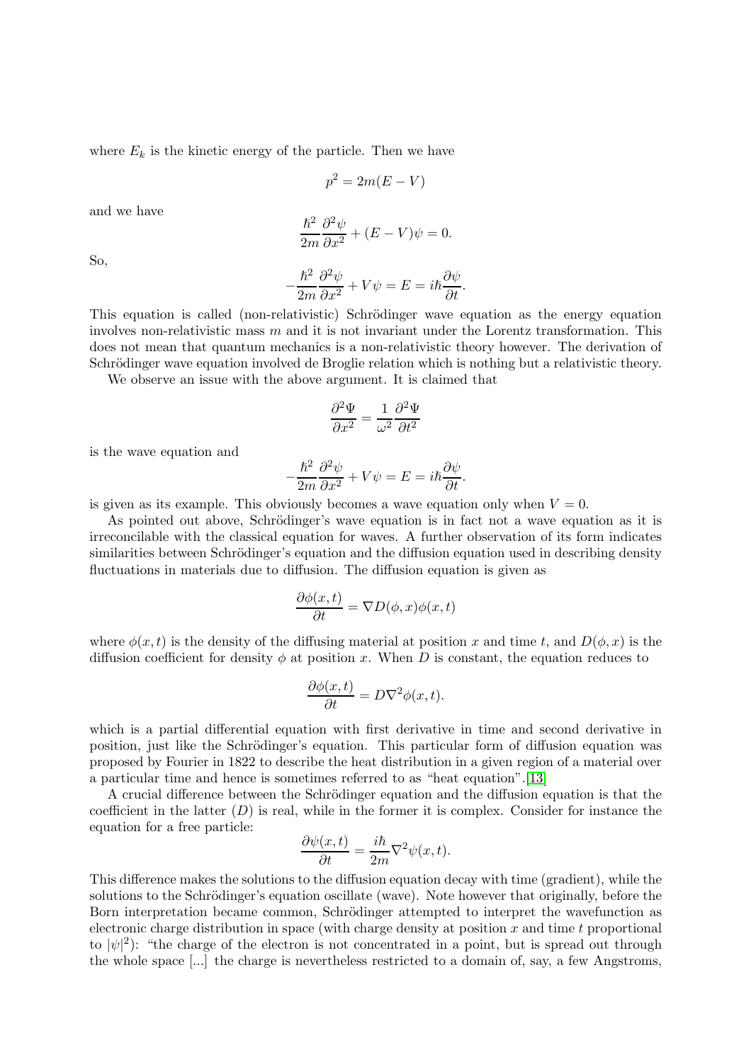where $E_k$ is the kinetic energy of the particle. Then we have

$$p^2 = 2m(E - V)$$

and we have

$$\frac{\hbar^2}{2m}\frac{\partial^2 \psi}{\partial x^2} + (E - V)\psi = 0.$$

So,

$$-\frac{\hbar^2}{2m}\frac{\partial^2 \psi}{\partial x^2} + V\psi = E = i\hbar\frac{\partial \psi}{\partial t}.$$

This equation is called (non-relativistic) Schrödinger wave equation as the energy equation involves non-relativistic mass $m$ and it is not invariant under the Lorentz transformation. This does not mean that quantum mechanics is a non-relativistic theory however. The derivation of Schrödinger wave equation involved de Broglie relation which is nothing but a relativistic theory.

We observe an issue with the above argument. It is claimed that

$$\frac{\partial^2 \Psi}{\partial x^2} = \frac{1}{\omega^2}\frac{\partial^2 \Psi}{\partial t^2}$$

is the wave equation and

$$-\frac{\hbar^2}{2m}\frac{\partial^2 \psi}{\partial x^2} + V\psi = E = i\hbar\frac{\partial \psi}{\partial t}.$$

is given as its example. This obviously becomes a wave equation only when $V = 0$.

As pointed out above, Schrödinger's wave equation is in fact not a wave equation as it is irreconcilable with the classical equation for waves. A further observation of its form indicates similarities between Schrödinger's equation and the diffusion equation used in describing density fluctuations in materials due to diffusion. The diffusion equation is given as

$$\frac{\partial \phi(x,t)}{\partial t} = \nabla D(\phi, x)\phi(x,t)$$

where $\phi(x,t)$ is the density of the diffusing material at position $x$ and time $t$, and $D(\phi, x)$ is the diffusion coefficient for density $\phi$ at position $x$. When $D$ is constant, the equation reduces to

$$\frac{\partial \phi(x,t)}{\partial t} = D\nabla^2\phi(x,t).$$

which is a partial differential equation with first derivative in time and second derivative in position, just like the Schrödinger's equation. This particular form of diffusion equation was proposed by Fourier in 1822 to describe the heat distribution in a given region of a material over a particular time and hence is sometimes referred to as "heat equation".[13]

A crucial difference between the Schrödinger equation and the diffusion equation is that the coefficient in the latter ($D$) is real, while in the former it is complex. Consider for instance the equation for a free particle:

$$\frac{\partial \psi(x,t)}{\partial t} = \frac{i\hbar}{2m}\nabla^2\psi(x,t).$$

This difference makes the solutions to the diffusion equation decay with time (gradient), while the solutions to the Schrödinger's equation oscillate (wave). Note however that originally, before the Born interpretation became common, Schrödinger attempted to interpret the wavefunction as electronic charge distribution in space (with charge density at position $x$ and time $t$ proportional to $|\psi|^2$): "the charge of the electron is not concentrated in a point, but is spread out through the whole space [...] the charge is nevertheless restricted to a domain of, say, a few Angstroms,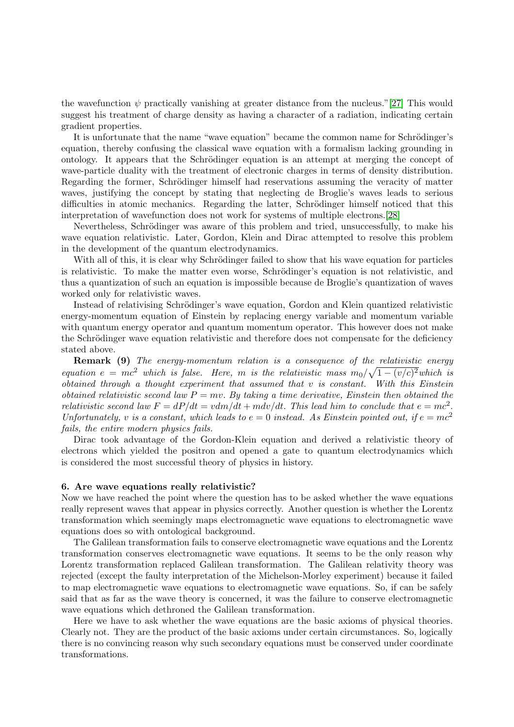the wavefunction $\psi$ practically vanishing at greater distance from the nucleus."[27] This would suggest his treatment of charge density as having a character of a radiation, indicating certain gradient properties.

It is unfortunate that the name "wave equation" became the common name for Schrödinger's equation, thereby confusing the classical wave equation with a formalism lacking grounding in ontology. It appears that the Schrödinger equation is an attempt at merging the concept of wave-particle duality with the treatment of electronic charges in terms of density distribution. Regarding the former, Schrödinger himself had reservations assuming the veracity of matter waves, justifying the concept by stating that neglecting de Broglie's waves leads to serious difficulties in atomic mechanics. Regarding the latter, Schrödinger himself noticed that this interpretation of wavefunction does not work for systems of multiple electrons.[28]

Nevertheless, Schrödinger was aware of this problem and tried, unsuccessfully, to make his wave equation relativistic. Later, Gordon, Klein and Dirac attempted to resolve this problem in the development of the quantum electrodynamics.

With all of this, it is clear why Schrödinger failed to show that his wave equation for particles is relativistic. To make the matter even worse, Schrödinger's equation is not relativistic, and thus a quantization of such an equation is impossible because de Broglie's quantization of waves worked only for relativistic waves.

Instead of relativising Schrödinger's wave equation, Gordon and Klein quantized relativistic energy-momentum equation of Einstein by replacing energy variable and momentum variable with quantum energy operator and quantum momentum operator. This however does not make the Schrödinger wave equation relativistic and therefore does not compensate for the deficiency stated above.

**Remark (9)** *The energy-momentum relation is a consequence of the relativistic energy equation $e = mc^2$ which is false. Here, $m$ is the relativistic mass $m_0/\sqrt{1-(v/c)^2}$ which is obtained through a thought experiment that assumed that $v$ is constant. With this Einstein obtained relativistic second law $P = mv$. By taking a time derivative, Einstein then obtained the relativistic second law $F = dP/dt = vdm/dt + mdv/dt$. This lead him to conclude that $e = mc^2$. Unfortunately, $v$ is a constant, which leads to $e = 0$ instead. As Einstein pointed out, if $e = mc^2$ fails, the entire modern physics fails.*

Dirac took advantage of the Gordon-Klein equation and derived a relativistic theory of electrons which yielded the positron and opened a gate to quantum electrodynamics which is considered the most successful theory of physics in history.

### 6. Are wave equations really relativistic?

Now we have reached the point where the question has to be asked whether the wave equations really represent waves that appear in physics correctly. Another question is whether the Lorentz transformation which seemingly maps electromagnetic wave equations to electromagnetic wave equations does so with ontological background.

The Galilean transformation fails to conserve electromagnetic wave equations and the Lorentz transformation conserves electromagnetic wave equations. It seems to be the only reason why Lorentz transformation replaced Galilean transformation. The Galilean relativity theory was rejected (except the faulty interpretation of the Michelson-Morley experiment) because it failed to map electromagnetic wave equations to electromagnetic wave equations. So, if can be safely said that as far as the wave theory is concerned, it was the failure to conserve electromagnetic wave equations which dethroned the Galilean transformation.

Here we have to ask whether the wave equations are the basic axioms of physical theories. Clearly not. They are the product of the basic axioms under certain circumstances. So, logically there is no convincing reason why such secondary equations must be conserved under coordinate transformations.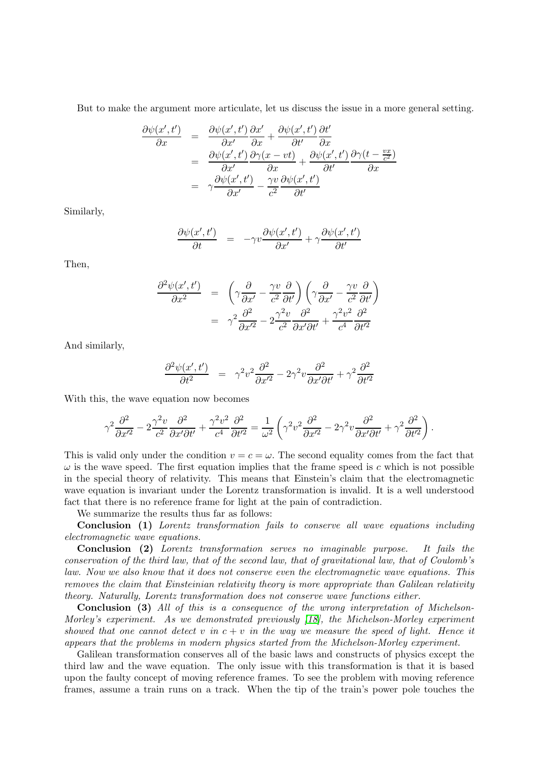But to make the argument more articulate, let us discuss the issue in a more general setting.

$$
\begin{aligned}
\frac{\partial \psi(x',t')}{\partial x} &= \frac{\partial \psi(x',t')}{\partial x'}\frac{\partial x'}{\partial x} + \frac{\partial \psi(x',t')}{\partial t'}\frac{\partial t'}{\partial x} \\
&= \frac{\partial \psi(x',t')}{\partial x'}\frac{\partial \gamma(x-vt)}{\partial x} + \frac{\partial \psi(x',t')}{\partial t'}\frac{\partial \gamma(t-\frac{vx}{c^2})}{\partial x} \\
&= \gamma\frac{\partial \psi(x',t')}{\partial x'} - \frac{\gamma v}{c^2}\frac{\partial \psi(x',t')}{\partial t'}
\end{aligned}
$$

Similarly,

$$
\frac{\partial \psi(x',t')}{\partial t} = -\gamma v\frac{\partial \psi(x',t')}{\partial x'} + \gamma\frac{\partial \psi(x',t')}{\partial t'}
$$

Then,

$$
\begin{aligned}
\frac{\partial^2 \psi(x',t')}{\partial x^2} &= \left(\gamma\frac{\partial}{\partial x'} - \frac{\gamma v}{c^2}\frac{\partial}{\partial t'}\right)\left(\gamma\frac{\partial}{\partial x'} - \frac{\gamma v}{c^2}\frac{\partial}{\partial t'}\right) \\
&= \gamma^2\frac{\partial^2}{\partial x'^2} - 2\frac{\gamma^2 v}{c^2}\frac{\partial^2}{\partial x'\partial t'} + \frac{\gamma^2 v^2}{c^4}\frac{\partial^2}{\partial t'^2}
\end{aligned}
$$

And similarly,

$$
\frac{\partial^2 \psi(x',t')}{\partial t^2} = \gamma^2 v^2\frac{\partial^2}{\partial x'^2} - 2\gamma^2 v\frac{\partial^2}{\partial x'\partial t'} + \gamma^2\frac{\partial^2}{\partial t'^2}
$$

With this, the wave equation now becomes

$$
\gamma^2\frac{\partial^2}{\partial x'^2} - 2\frac{\gamma^2 v}{c^2}\frac{\partial^2}{\partial x'\partial t'} + \frac{\gamma^2 v^2}{c^4}\frac{\partial^2}{\partial t'^2} = \frac{1}{\omega^2}\left(\gamma^2 v^2\frac{\partial^2}{\partial x'^2} - 2\gamma^2 v\frac{\partial^2}{\partial x'\partial t'} + \gamma^2\frac{\partial^2}{\partial t'^2}\right).
$$

This is valid only under the condition $v = c = \omega$. The second equality comes from the fact that $\omega$ is the wave speed. The first equation implies that the frame speed is $c$ which is not possible in the special theory of relativity. This means that Einstein's claim that the electromagnetic wave equation is invariant under the Lorentz transformation is invalid. It is a well understood fact that there is no reference frame for light at the pain of contradiction.

We summarize the results thus far as follows:

**Conclusion (1)** *Lorentz transformation fails to conserve all wave equations including electromagnetic wave equations.*

**Conclusion (2)** *Lorentz transformation serves no imaginable purpose. It fails the conservation of the third law, that of the second law, that of gravitational law, that of Coulomb's law. Now we also know that it does not conserve even the electromagnetic wave equations. This removes the claim that Einsteinian relativity theory is more appropriate than Galilean relativity theory. Naturally, Lorentz transformation does not conserve wave functions either.*

**Conclusion (3)** *All of this is a consequence of the wrong interpretation of Michelson-Morley's experiment. As we demonstrated previously [18], the Michelson-Morley experiment showed that one cannot detect $v$ in $c + v$ in the way we measure the speed of light. Hence it appears that the problems in modern physics started from the Michelson-Morley experiment.*

Galilean transformation conserves all of the basic laws and constructs of physics except the third law and the wave equation. The only issue with this transformation is that it is based upon the faulty concept of moving reference frames. To see the problem with moving reference frames, assume a train runs on a track. When the tip of the train's power pole touches the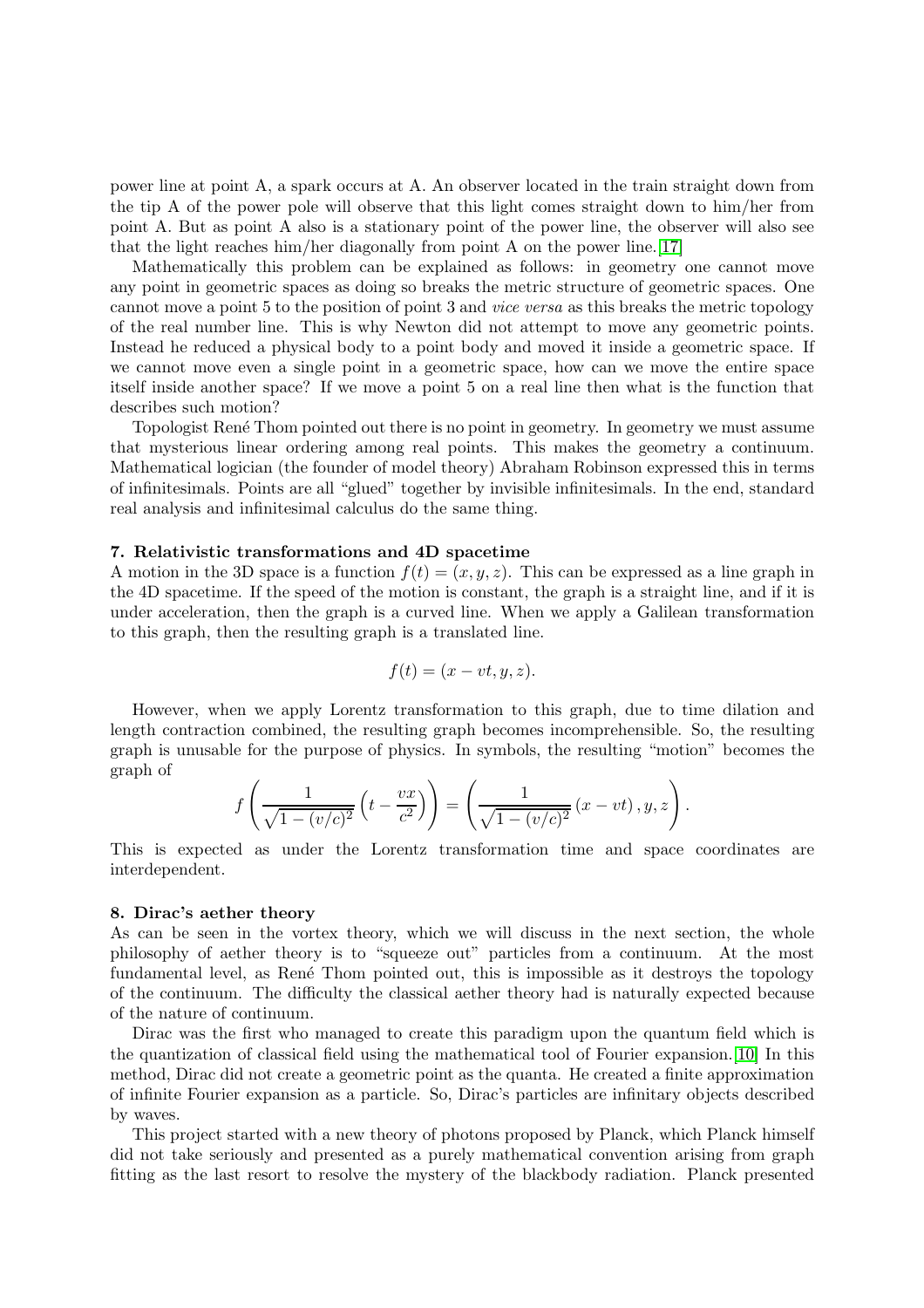power line at point A, a spark occurs at A. An observer located in the train straight down from the tip A of the power pole will observe that this light comes straight down to him/her from point A. But as point A also is a stationary point of the power line, the observer will also see that the light reaches him/her diagonally from point A on the power line.[17]

Mathematically this problem can be explained as follows: in geometry one cannot move any point in geometric spaces as doing so breaks the metric structure of geometric spaces. One cannot move a point 5 to the position of point 3 and *vice versa* as this breaks the metric topology of the real number line. This is why Newton did not attempt to move any geometric points. Instead he reduced a physical body to a point body and moved it inside a geometric space. If we cannot move even a single point in a geometric space, how can we move the entire space itself inside another space? If we move a point 5 on a real line then what is the function that describes such motion?

Topologist René Thom pointed out there is no point in geometry. In geometry we must assume that mysterious linear ordering among real points. This makes the geometry a continuum. Mathematical logician (the founder of model theory) Abraham Robinson expressed this in terms of infinitesimals. Points are all "glued" together by invisible infinitesimals. In the end, standard real analysis and infinitesimal calculus do the same thing.

**7. Relativistic transformations and 4D spacetime**

A motion in the 3D space is a function $f(t) = (x, y, z)$. This can be expressed as a line graph in the 4D spacetime. If the speed of the motion is constant, the graph is a straight line, and if it is under acceleration, then the graph is a curved line. When we apply a Galilean transformation to this graph, then the resulting graph is a translated line.

$$f(t) = (x - vt, y, z).$$

However, when we apply Lorentz transformation to this graph, due to time dilation and length contraction combined, the resulting graph becomes incomprehensible. So, the resulting graph is unusable for the purpose of physics. In symbols, the resulting "motion" becomes the graph of

$$f\left(\frac{1}{\sqrt{1-(v/c)^2}}\left(t - \frac{vx}{c^2}\right)\right) = \left(\frac{1}{\sqrt{1-(v/c)^2}}\left(x - vt\right), y, z\right).$$

This is expected as under the Lorentz transformation time and space coordinates are interdependent.

**8. Dirac's aether theory**

As can be seen in the vortex theory, which we will discuss in the next section, the whole philosophy of aether theory is to "squeeze out" particles from a continuum. At the most fundamental level, as René Thom pointed out, this is impossible as it destroys the topology of the continuum. The difficulty the classical aether theory had is naturally expected because of the nature of continuum.

Dirac was the first who managed to create this paradigm upon the quantum field which is the quantization of classical field using the mathematical tool of Fourier expansion.[10] In this method, Dirac did not create a geometric point as the quanta. He created a finite approximation of infinite Fourier expansion as a particle. So, Dirac's particles are infinitary objects described by waves.

This project started with a new theory of photons proposed by Planck, which Planck himself did not take seriously and presented as a purely mathematical convention arising from graph fitting as the last resort to resolve the mystery of the blackbody radiation. Planck presented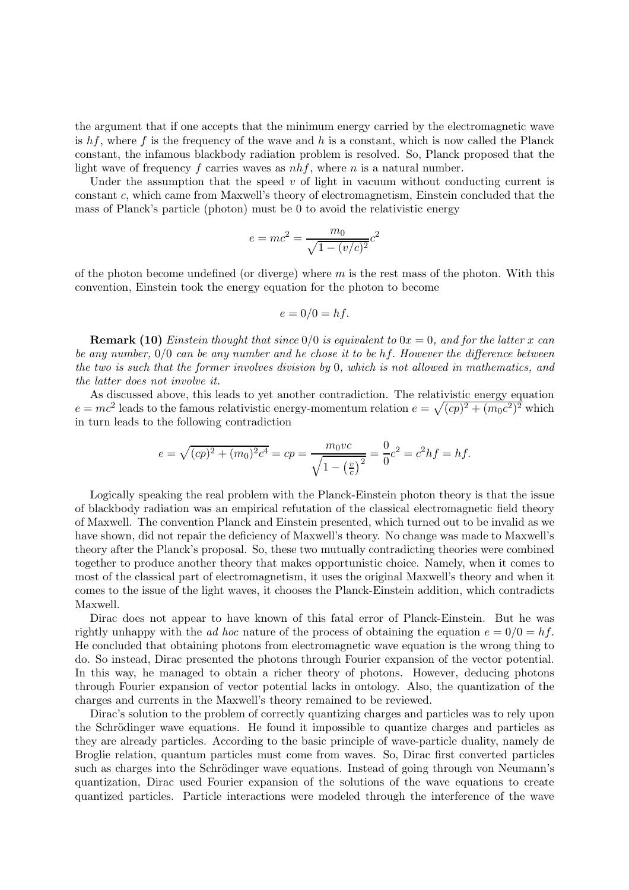the argument that if one accepts that the minimum energy carried by the electromagnetic wave is $hf$, where $f$ is the frequency of the wave and $h$ is a constant, which is now called the Planck constant, the infamous blackbody radiation problem is resolved. So, Planck proposed that the light wave of frequency $f$ carries waves as $nhf$, where $n$ is a natural number.

Under the assumption that the speed $v$ of light in vacuum without conducting current is constant $c$, which came from Maxwell's theory of electromagnetism, Einstein concluded that the mass of Planck's particle (photon) must be 0 to avoid the relativistic energy

$$e = mc^2 = \frac{m_0}{\sqrt{1-(v/c)^2}}c^2$$

of the photon become undefined (or diverge) where $m$ is the rest mass of the photon. With this convention, Einstein took the energy equation for the photon to become

$$e = 0/0 = hf.$$

**Remark (10)** *Einstein thought that since $0/0$ is equivalent to $0x = 0$, and for the latter $x$ can be any number, $0/0$ can be any number and he chose it to be $hf$. However the difference between the two is such that the former involves division by $0$, which is not allowed in mathematics, and the latter does not involve it.*

As discussed above, this leads to yet another contradiction. The relativistic energy equation $e = mc^2$ leads to the famous relativistic energy-momentum relation $e = \sqrt{(cp)^2 + (m_0c^2)^2}$ which in turn leads to the following contradiction

$$e = \sqrt{(cp)^2 + (m_0)^2c^4} = cp = \frac{m_0vc}{\sqrt{1-\left(\frac{v}{c}\right)^2}} = \frac{0}{0}c^2 = c^2hf = hf.$$

Logically speaking the real problem with the Planck-Einstein photon theory is that the issue of blackbody radiation was an empirical refutation of the classical electromagnetic field theory of Maxwell. The convention Planck and Einstein presented, which turned out to be invalid as we have shown, did not repair the deficiency of Maxwell's theory. No change was made to Maxwell's theory after the Planck's proposal. So, these two mutually contradicting theories were combined together to produce another theory that makes opportunistic choice. Namely, when it comes to most of the classical part of electromagnetism, it uses the original Maxwell's theory and when it comes to the issue of the light waves, it chooses the Planck-Einstein addition, which contradicts Maxwell.

Dirac does not appear to have known of this fatal error of Planck-Einstein. But he was rightly unhappy with the *ad hoc* nature of the process of obtaining the equation $e = 0/0 = hf$. He concluded that obtaining photons from electromagnetic wave equation is the wrong thing to do. So instead, Dirac presented the photons through Fourier expansion of the vector potential. In this way, he managed to obtain a richer theory of photons. However, deducing photons through Fourier expansion of vector potential lacks in ontology. Also, the quantization of the charges and currents in the Maxwell's theory remained to be reviewed.

Dirac's solution to the problem of correctly quantizing charges and particles was to rely upon the Schrödinger wave equations. He found it impossible to quantize charges and particles as they are already particles. According to the basic principle of wave-particle duality, namely de Broglie relation, quantum particles must come from waves. So, Dirac first converted particles such as charges into the Schrödinger wave equations. Instead of going through von Neumann's quantization, Dirac used Fourier expansion of the solutions of the wave equations to create quantized particles. Particle interactions were modeled through the interference of the wave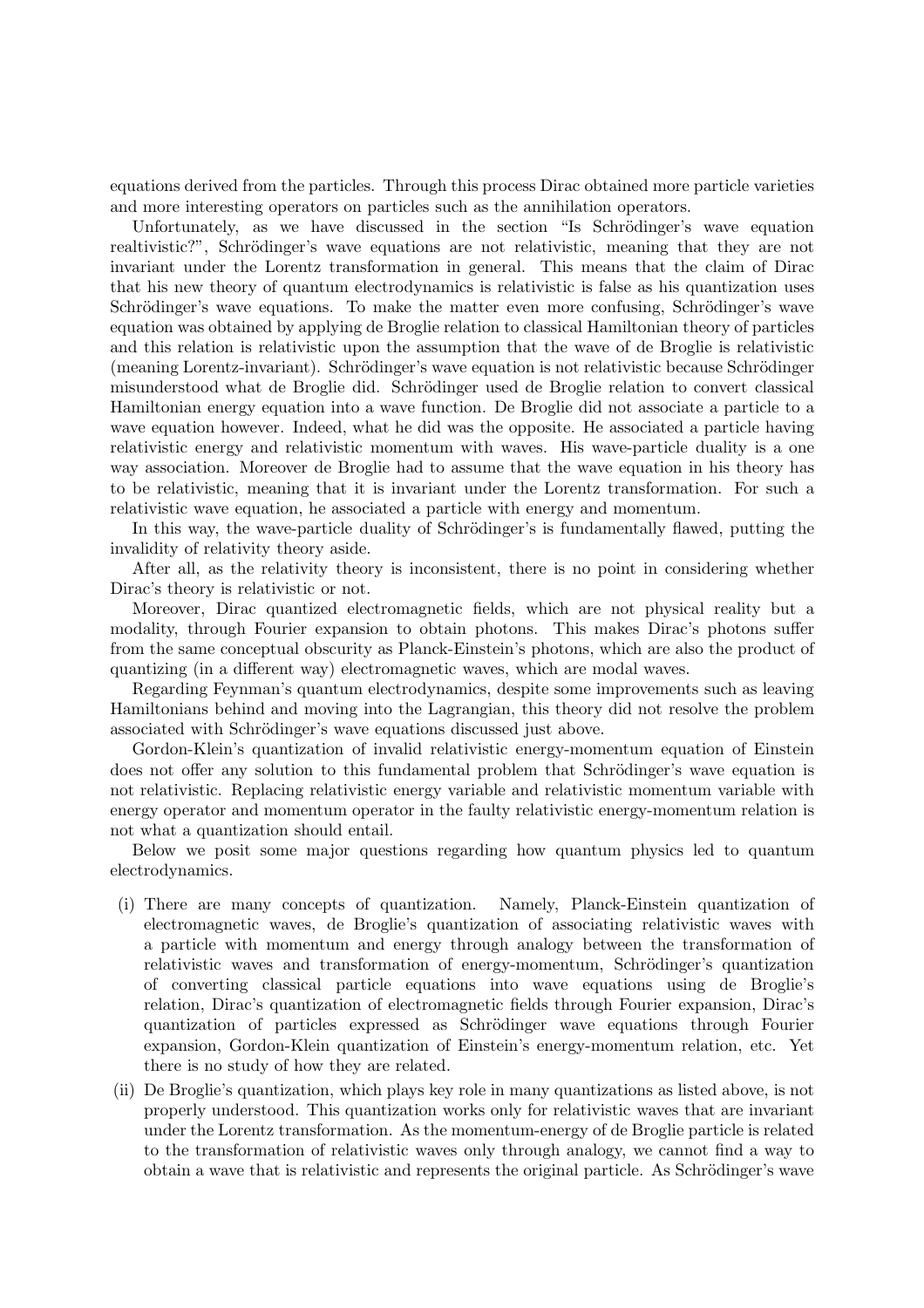equations derived from the particles. Through this process Dirac obtained more particle varieties and more interesting operators on particles such as the annihilation operators.

Unfortunately, as we have discussed in the section "Is Schrödinger's wave equation realtivistic?", Schrödinger's wave equations are not relativistic, meaning that they are not invariant under the Lorentz transformation in general. This means that the claim of Dirac that his new theory of quantum electrodynamics is relativistic is false as his quantization uses Schrödinger's wave equations. To make the matter even more confusing, Schrödinger's wave equation was obtained by applying de Broglie relation to classical Hamiltonian theory of particles and this relation is relativistic upon the assumption that the wave of de Broglie is relativistic (meaning Lorentz-invariant). Schrödinger's wave equation is not relativistic because Schrödinger misunderstood what de Broglie did. Schrödinger used de Broglie relation to convert classical Hamiltonian energy equation into a wave function. De Broglie did not associate a particle to a wave equation however. Indeed, what he did was the opposite. He associated a particle having relativistic energy and relativistic momentum with waves. His wave-particle duality is a one way association. Moreover de Broglie had to assume that the wave equation in his theory has to be relativistic, meaning that it is invariant under the Lorentz transformation. For such a relativistic wave equation, he associated a particle with energy and momentum.

In this way, the wave-particle duality of Schrödinger's is fundamentally flawed, putting the invalidity of relativity theory aside.

After all, as the relativity theory is inconsistent, there is no point in considering whether Dirac's theory is relativistic or not.

Moreover, Dirac quantized electromagnetic fields, which are not physical reality but a modality, through Fourier expansion to obtain photons. This makes Dirac's photons suffer from the same conceptual obscurity as Planck-Einstein's photons, which are also the product of quantizing (in a different way) electromagnetic waves, which are modal waves.

Regarding Feynman's quantum electrodynamics, despite some improvements such as leaving Hamiltonians behind and moving into the Lagrangian, this theory did not resolve the problem associated with Schrödinger's wave equations discussed just above.

Gordon-Klein's quantization of invalid relativistic energy-momentum equation of Einstein does not offer any solution to this fundamental problem that Schrödinger's wave equation is not relativistic. Replacing relativistic energy variable and relativistic momentum variable with energy operator and momentum operator in the faulty relativistic energy-momentum relation is not what a quantization should entail.

Below we posit some major questions regarding how quantum physics led to quantum electrodynamics.

(i) There are many concepts of quantization. Namely, Planck-Einstein quantization of electromagnetic waves, de Broglie's quantization of associating relativistic waves with a particle with momentum and energy through analogy between the transformation of relativistic waves and transformation of energy-momentum, Schrödinger's quantization of converting classical particle equations into wave equations using de Broglie's relation, Dirac's quantization of electromagnetic fields through Fourier expansion, Dirac's quantization of particles expressed as Schrödinger wave equations through Fourier expansion, Gordon-Klein quantization of Einstein's energy-momentum relation, etc. Yet there is no study of how they are related.

(ii) De Broglie's quantization, which plays key role in many quantizations as listed above, is not properly understood. This quantization works only for relativistic waves that are invariant under the Lorentz transformation. As the momentum-energy of de Broglie particle is related to the transformation of relativistic waves only through analogy, we cannot find a way to obtain a wave that is relativistic and represents the original particle. As Schrödinger's wave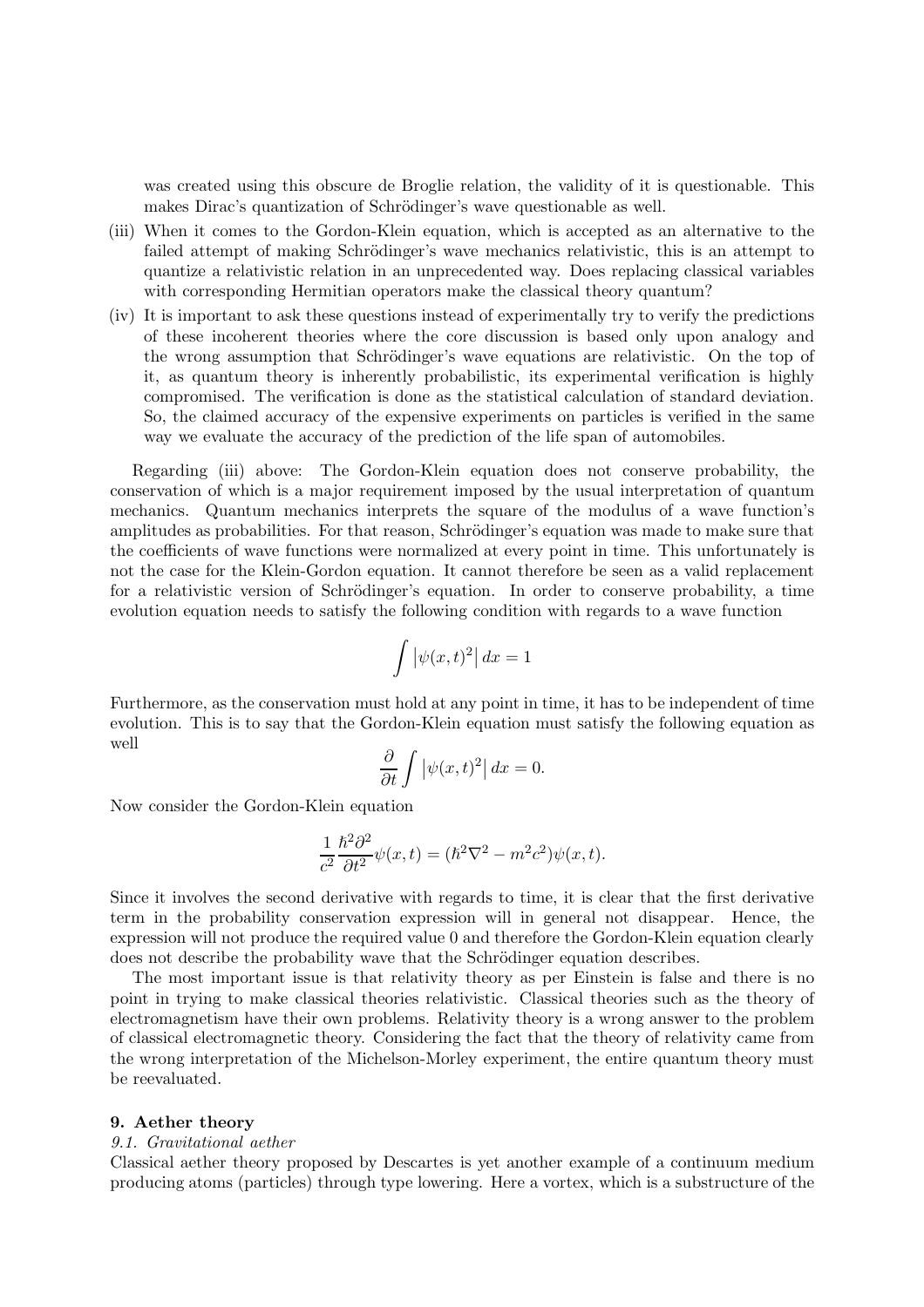was created using this obscure de Broglie relation, the validity of it is questionable. This makes Dirac's quantization of Schrödinger's wave questionable as well.

(iii) When it comes to the Gordon-Klein equation, which is accepted as an alternative to the failed attempt of making Schrödinger's wave mechanics relativistic, this is an attempt to quantize a relativistic relation in an unprecedented way. Does replacing classical variables with corresponding Hermitian operators make the classical theory quantum?

(iv) It is important to ask these questions instead of experimentally try to verify the predictions of these incoherent theories where the core discussion is based only upon analogy and the wrong assumption that Schrödinger's wave equations are relativistic. On the top of it, as quantum theory is inherently probabilistic, its experimental verification is highly compromised. The verification is done as the statistical calculation of standard deviation. So, the claimed accuracy of the expensive experiments on particles is verified in the same way we evaluate the accuracy of the prediction of the life span of automobiles.

Regarding (iii) above: The Gordon-Klein equation does not conserve probability, the conservation of which is a major requirement imposed by the usual interpretation of quantum mechanics. Quantum mechanics interprets the square of the modulus of a wave function's amplitudes as probabilities. For that reason, Schrödinger's equation was made to make sure that the coefficients of wave functions were normalized at every point in time. This unfortunately is not the case for the Klein-Gordon equation. It cannot therefore be seen as a valid replacement for a relativistic version of Schrödinger's equation. In order to conserve probability, a time evolution equation needs to satisfy the following condition with regards to a wave function

$$\int \left|\psi(x,t)^2\right| dx = 1$$

Furthermore, as the conservation must hold at any point in time, it has to be independent of time evolution. This is to say that the Gordon-Klein equation must satisfy the following equation as well

$$\frac{\partial}{\partial t}\int \left|\psi(x,t)^2\right| dx = 0.$$

Now consider the Gordon-Klein equation

$$\frac{1}{c^2}\frac{\hbar^2 \partial^2}{\partial t^2}\psi(x,t) = (\hbar^2\nabla^2 - m^2c^2)\psi(x,t).$$

Since it involves the second derivative with regards to time, it is clear that the first derivative term in the probability conservation expression will in general not disappear. Hence, the expression will not produce the required value 0 and therefore the Gordon-Klein equation clearly does not describe the probability wave that the Schrödinger equation describes.

The most important issue is that relativity theory as per Einstein is false and there is no point in trying to make classical theories relativistic. Classical theories such as the theory of electromagnetism have their own problems. Relativity theory is a wrong answer to the problem of classical electromagnetic theory. Considering the fact that the theory of relativity came from the wrong interpretation of the Michelson-Morley experiment, the entire quantum theory must be reevaluated.

## 9. Aether theory

### *9.1. Gravitational aether*

Classical aether theory proposed by Descartes is yet another example of a continuum medium producing atoms (particles) through type lowering. Here a vortex, which is a substructure of the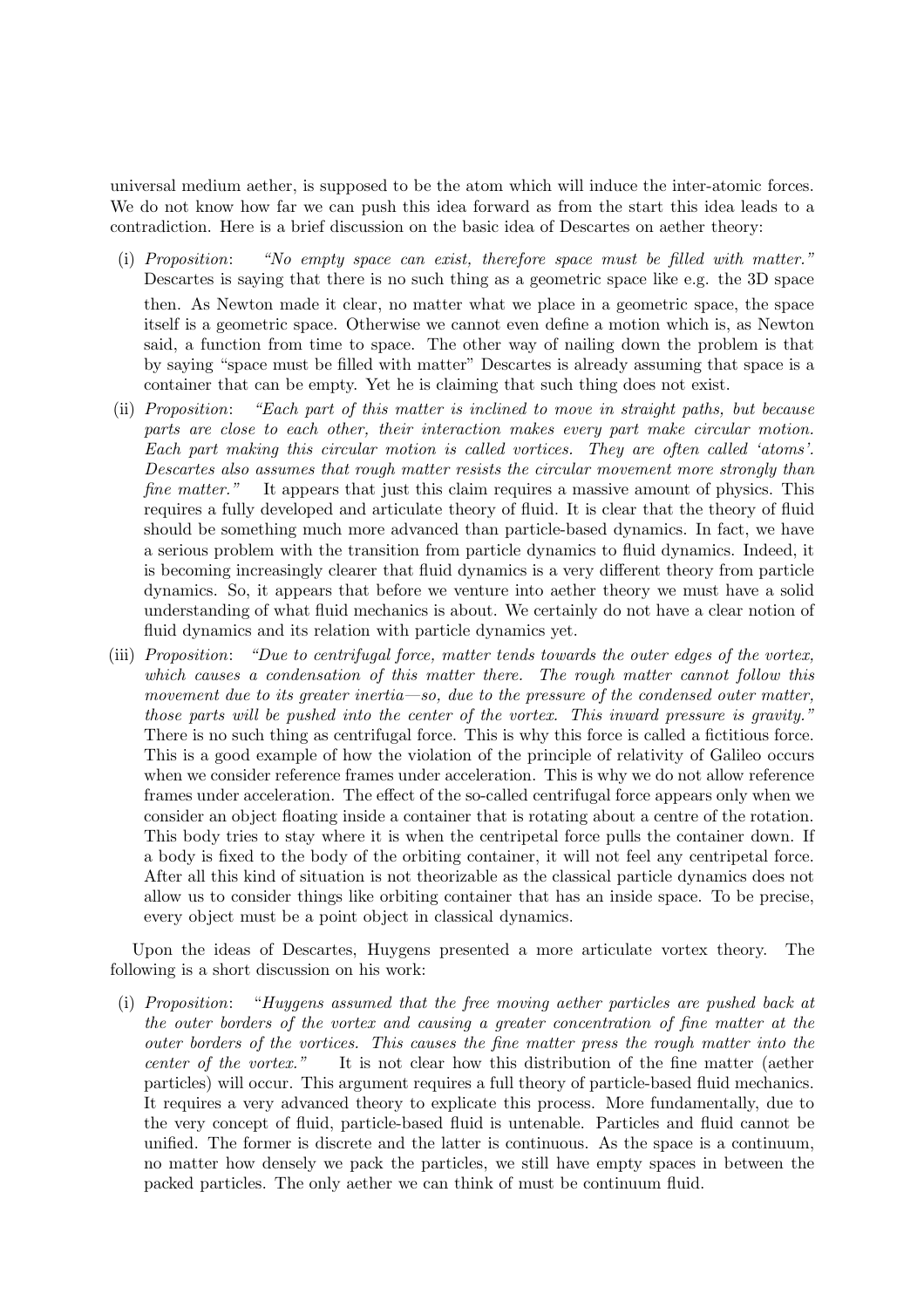universal medium aether, is supposed to be the atom which will induce the inter-atomic forces. We do not know how far we can push this idea forward as from the start this idea leads to a contradiction. Here is a brief discussion on the basic idea of Descartes on aether theory:

(i) *Proposition*: *"No empty space can exist, therefore space must be filled with matter."* Descartes is saying that there is no such thing as a geometric space like e.g. the 3D space then. As Newton made it clear, no matter what we place in a geometric space, the space itself is a geometric space. Otherwise we cannot even define a motion which is, as Newton said, a function from time to space. The other way of nailing down the problem is that by saying "space must be filled with matter" Descartes is already assuming that space is a container that can be empty. Yet he is claiming that such thing does not exist.

(ii) *Proposition*: *"Each part of this matter is inclined to move in straight paths, but because parts are close to each other, their interaction makes every part make circular motion. Each part making this circular motion is called vortices. They are often called 'atoms'. Descartes also assumes that rough matter resists the circular movement more strongly than fine matter."* It appears that just this claim requires a massive amount of physics. This requires a fully developed and articulate theory of fluid. It is clear that the theory of fluid should be something much more advanced than particle-based dynamics. In fact, we have a serious problem with the transition from particle dynamics to fluid dynamics. Indeed, it is becoming increasingly clearer that fluid dynamics is a very different theory from particle dynamics. So, it appears that before we venture into aether theory we must have a solid understanding of what fluid mechanics is about. We certainly do not have a clear notion of fluid dynamics and its relation with particle dynamics yet.

(iii) *Proposition*: *"Due to centrifugal force, matter tends towards the outer edges of the vortex, which causes a condensation of this matter there. The rough matter cannot follow this movement due to its greater inertia—so, due to the pressure of the condensed outer matter, those parts will be pushed into the center of the vortex. This inward pressure is gravity."* There is no such thing as centrifugal force. This is why this force is called a fictitious force. This is a good example of how the violation of the principle of relativity of Galileo occurs when we consider reference frames under acceleration. This is why we do not allow reference frames under acceleration. The effect of the so-called centrifugal force appears only when we consider an object floating inside a container that is rotating about a centre of the rotation. This body tries to stay where it is when the centripetal force pulls the container down. If a body is fixed to the body of the orbiting container, it will not feel any centripetal force. After all this kind of situation is not theorizable as the classical particle dynamics does not allow us to consider things like orbiting container that has an inside space. To be precise, every object must be a point object in classical dynamics.

Upon the ideas of Descartes, Huygens presented a more articulate vortex theory. The following is a short discussion on his work:

(i) *Proposition*: "*Huygens assumed that the free moving aether particles are pushed back at the outer borders of the vortex and causing a greater concentration of fine matter at the outer borders of the vortices. This causes the fine matter press the rough matter into the center of the vortex."* It is not clear how this distribution of the fine matter (aether particles) will occur. This argument requires a full theory of particle-based fluid mechanics. It requires a very advanced theory to explicate this process. More fundamentally, due to the very concept of fluid, particle-based fluid is untenable. Particles and fluid cannot be unified. The former is discrete and the latter is continuous. As the space is a continuum, no matter how densely we pack the particles, we still have empty spaces in between the packed particles. The only aether we can think of must be continuum fluid.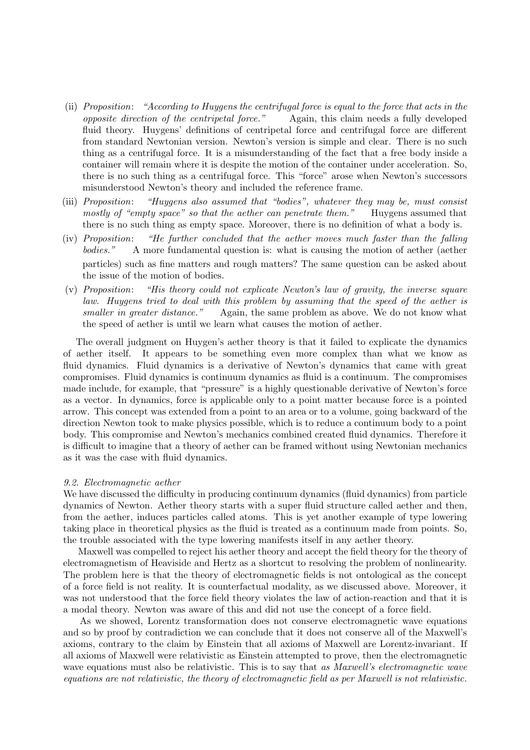(ii) *Proposition*: *"According to Huygens the centrifugal force is equal to the force that acts in the opposite direction of the centripetal force."* Again, this claim needs a fully developed fluid theory. Huygens' definitions of centripetal force and centrifugal force are different from standard Newtonian version. Newton's version is simple and clear. There is no such thing as a centrifugal force. It is a misunderstanding of the fact that a free body inside a container will remain where it is despite the motion of the container under acceleration. So, there is no such thing as a centrifugal force. This "force" arose when Newton's successors misunderstood Newton's theory and included the reference frame.

(iii) *Proposition*: *"Huygens also assumed that "bodies", whatever they may be, must consist mostly of "empty space" so that the aether can penetrate them."* Huygens assumed that there is no such thing as empty space. Moreover, there is no definition of what a body is.

(iv) *Proposition*: *"He further concluded that the aether moves much faster than the falling bodies."* A more fundamental question is: what is causing the motion of aether (aether particles) such as fine matters and rough matters? The same question can be asked about the issue of the motion of bodies.

(v) *Proposition*: *"His theory could not explicate Newton's law of gravity, the inverse square law. Huygens tried to deal with this problem by assuming that the speed of the aether is smaller in greater distance."* Again, the same problem as above. We do not know what the speed of aether is until we learn what causes the motion of aether.

The overall judgment on Huygen's aether theory is that it failed to explicate the dynamics of aether itself. It appears to be something even more complex than what we know as fluid dynamics. Fluid dynamics is a derivative of Newton's dynamics that came with great compromises. Fluid dynamics is continuum dynamics as fluid is a continuum. The compromises made include, for example, that "pressure" is a highly questionable derivative of Newton's force as a vector. In dynamics, force is applicable only to a point matter because force is a pointed arrow. This concept was extended from a point to an area or to a volume, going backward of the direction Newton took to make physics possible, which is to reduce a continuum body to a point body. This compromise and Newton's mechanics combined created fluid dynamics. Therefore it is difficult to imagine that a theory of aether can be framed without using Newtonian mechanics as it was the case with fluid dynamics.

*9.2. Electromagnetic aether*

We have discussed the difficulty in producing continuum dynamics (fluid dynamics) from particle dynamics of Newton. Aether theory starts with a super fluid structure called aether and then, from the aether, induces particles called atoms. This is yet another example of type lowering taking place in theoretical physics as the fluid is treated as a continuum made from points. So, the trouble associated with the type lowering manifests itself in any aether theory.

Maxwell was compelled to reject his aether theory and accept the field theory for the theory of electromagnetism of Heaviside and Hertz as a shortcut to resolving the problem of nonlinearity. The problem here is that the theory of electromagnetic fields is not ontological as the concept of a force field is not reality. It is counterfactual modality, as we discussed above. Moreover, it was not understood that the force field theory violates the law of action-reaction and that it is a modal theory. Newton was aware of this and did not use the concept of a force field.

As we showed, Lorentz transformation does not conserve electromagnetic wave equations and so by proof by contradiction we can conclude that it does not conserve all of the Maxwell's axioms, contrary to the claim by Einstein that all axioms of Maxwell are Lorentz-invariant. If all axioms of Maxwell were relativistic as Einstein attempted to prove, then the electromagnetic wave equations must also be relativistic. This is to say that *as Maxwell's electromagnetic wave equations are not relativistic, the theory of electromagnetic field as per Maxwell is not relativistic.*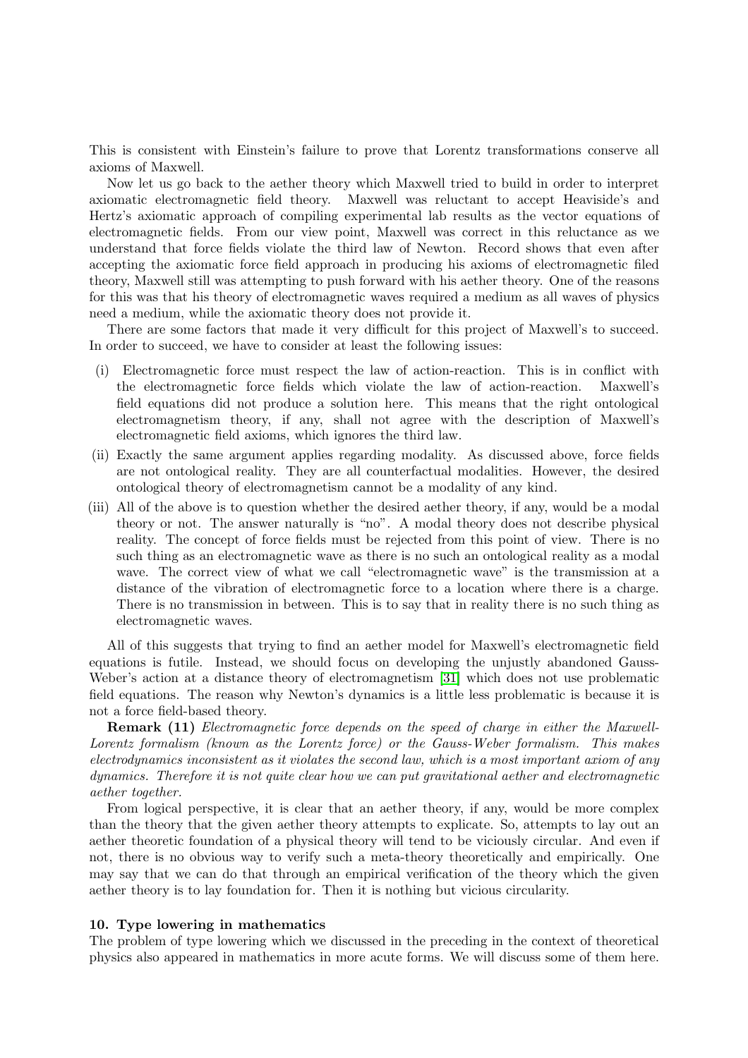This is consistent with Einstein's failure to prove that Lorentz transformations conserve all axioms of Maxwell.

Now let us go back to the aether theory which Maxwell tried to build in order to interpret axiomatic electromagnetic field theory. Maxwell was reluctant to accept Heaviside's and Hertz's axiomatic approach of compiling experimental lab results as the vector equations of electromagnetic fields. From our view point, Maxwell was correct in this reluctance as we understand that force fields violate the third law of Newton. Record shows that even after accepting the axiomatic force field approach in producing his axioms of electromagnetic filed theory, Maxwell still was attempting to push forward with his aether theory. One of the reasons for this was that his theory of electromagnetic waves required a medium as all waves of physics need a medium, while the axiomatic theory does not provide it.

There are some factors that made it very difficult for this project of Maxwell's to succeed. In order to succeed, we have to consider at least the following issues:

(i) Electromagnetic force must respect the law of action-reaction. This is in conflict with the electromagnetic force fields which violate the law of action-reaction. Maxwell's field equations did not produce a solution here. This means that the right ontological electromagnetism theory, if any, shall not agree with the description of Maxwell's electromagnetic field axioms, which ignores the third law.

(ii) Exactly the same argument applies regarding modality. As discussed above, force fields are not ontological reality. They are all counterfactual modalities. However, the desired ontological theory of electromagnetism cannot be a modality of any kind.

(iii) All of the above is to question whether the desired aether theory, if any, would be a modal theory or not. The answer naturally is "no". A modal theory does not describe physical reality. The concept of force fields must be rejected from this point of view. There is no such thing as an electromagnetic wave as there is no such an ontological reality as a modal wave. The correct view of what we call "electromagnetic wave" is the transmission at a distance of the vibration of electromagnetic force to a location where there is a charge. There is no transmission in between. This is to say that in reality there is no such thing as electromagnetic waves.

All of this suggests that trying to find an aether model for Maxwell's electromagnetic field equations is futile. Instead, we should focus on developing the unjustly abandoned Gauss-Weber's action at a distance theory of electromagnetism [31] which does not use problematic field equations. The reason why Newton's dynamics is a little less problematic is because it is not a force field-based theory.

**Remark (11)** *Electromagnetic force depends on the speed of charge in either the Maxwell-Lorentz formalism (known as the Lorentz force) or the Gauss-Weber formalism. This makes electrodynamics inconsistent as it violates the second law, which is a most important axiom of any dynamics. Therefore it is not quite clear how we can put gravitational aether and electromagnetic aether together.*

From logical perspective, it is clear that an aether theory, if any, would be more complex than the theory that the given aether theory attempts to explicate. So, attempts to lay out an aether theoretic foundation of a physical theory will tend to be viciously circular. And even if not, there is no obvious way to verify such a meta-theory theoretically and empirically. One may say that we can do that through an empirical verification of the theory which the given aether theory is to lay foundation for. Then it is nothing but vicious circularity.

### 10. Type lowering in mathematics

The problem of type lowering which we discussed in the preceding in the context of theoretical physics also appeared in mathematics in more acute forms. We will discuss some of them here.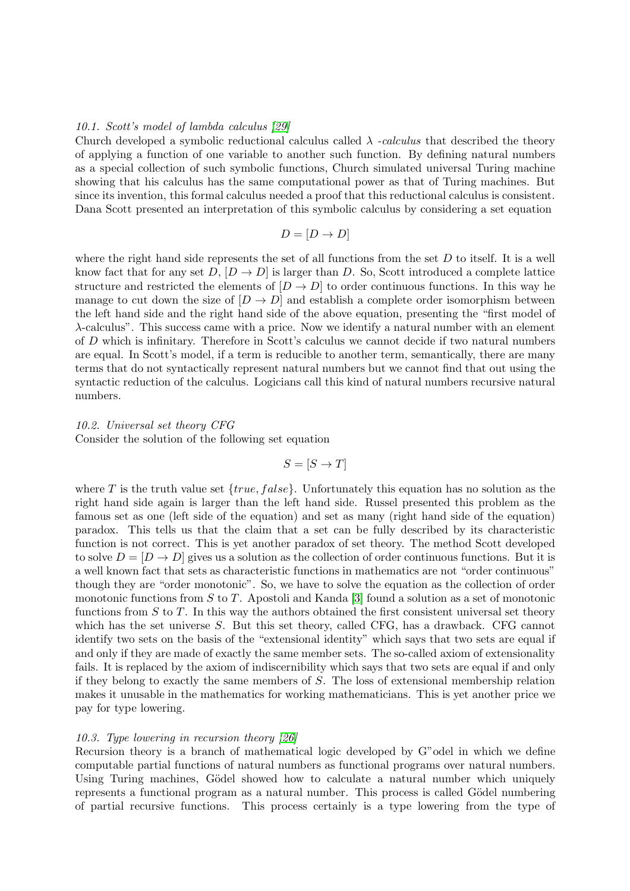*10.1. Scott's model of lambda calculus [29]*
Church developed a symbolic reductional calculus called $\lambda$ *-calculus* that described the theory of applying a function of one variable to another such function. By defining natural numbers as a special collection of such symbolic functions, Church simulated universal Turing machine showing that his calculus has the same computational power as that of Turing machines. But since its invention, this formal calculus needed a proof that this reductional calculus is consistent. Dana Scott presented an interpretation of this symbolic calculus by considering a set equation

$$D = [D \to D]$$

where the right hand side represents the set of all functions from the set $D$ to itself. It is a well know fact that for any set $D$, $[D \to D]$ is larger than $D$. So, Scott introduced a complete lattice structure and restricted the elements of $[D \to D]$ to order continuous functions. In this way he manage to cut down the size of $[D \to D]$ and establish a complete order isomorphism between the left hand side and the right hand side of the above equation, presenting the "first model of $\lambda$-calculus". This success came with a price. Now we identify a natural number with an element of $D$ which is infinitary. Therefore in Scott's calculus we cannot decide if two natural numbers are equal. In Scott's model, if a term is reducible to another term, semantically, there are many terms that do not syntactically represent natural numbers but we cannot find that out using the syntactic reduction of the calculus. Logicians call this kind of natural numbers recursive natural numbers.

*10.2. Universal set theory CFG*
Consider the solution of the following set equation

$$S = [S \to T]$$

where $T$ is the truth value set $\{true, false\}$. Unfortunately this equation has no solution as the right hand side again is larger than the left hand side. Russel presented this problem as the famous set as one (left side of the equation) and set as many (right hand side of the equation) paradox. This tells us that the claim that a set can be fully described by its characteristic function is not correct. This is yet another paradox of set theory. The method Scott developed to solve $D = [D \to D]$ gives us a solution as the collection of order continuous functions. But it is a well known fact that sets as characteristic functions in mathematics are not "order continuous" though they are "order monotonic". So, we have to solve the equation as the collection of order monotonic functions from $S$ to $T$. Apostoli and Kanda [3] found a solution as a set of monotonic functions from $S$ to $T$. In this way the authors obtained the first consistent universal set theory which has the set universe $S$. But this set theory, called CFG, has a drawback. CFG cannot identify two sets on the basis of the "extensional identity" which says that two sets are equal if and only if they are made of exactly the same member sets. The so-called axiom of extensionality fails. It is replaced by the axiom of indiscernibility which says that two sets are equal if and only if they belong to exactly the same members of $S$. The loss of extensional membership relation makes it unusable in the mathematics for working mathematicians. This is yet another price we pay for type lowering.

*10.3. Type lowering in recursion theory [26]*
Recursion theory is a branch of mathematical logic developed by G"odel in which we define computable partial functions of natural numbers as functional programs over natural numbers. Using Turing machines, Gödel showed how to calculate a natural number which uniquely represents a functional program as a natural number. This process is called Gödel numbering of partial recursive functions. This process certainly is a type lowering from the type of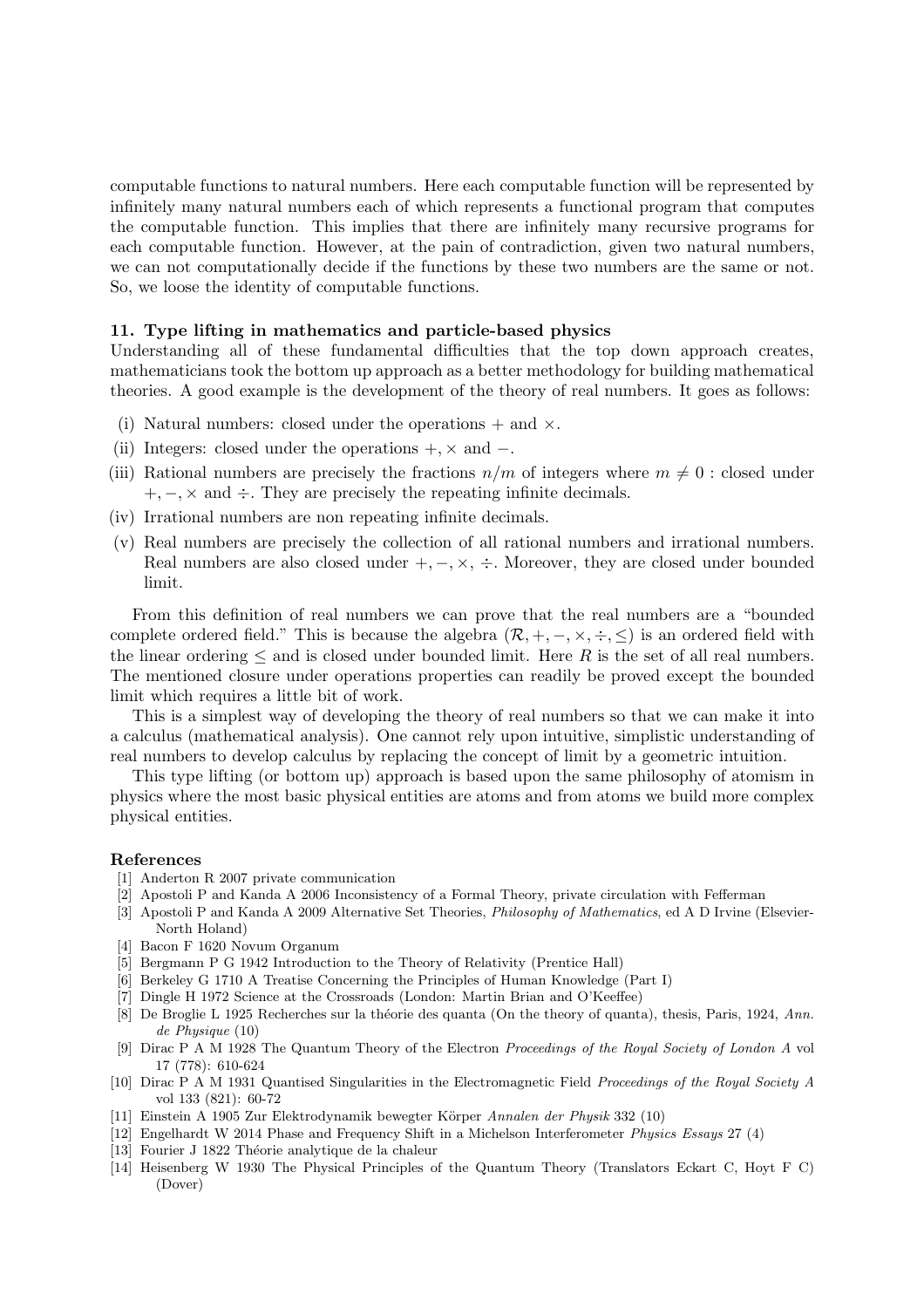computable functions to natural numbers. Here each computable function will be represented by infinitely many natural numbers each of which represents a functional program that computes the computable function. This implies that there are infinitely many recursive programs for each computable function. However, at the pain of contradiction, given two natural numbers, we can not computationally decide if the functions by these two numbers are the same or not. So, we loose the identity of computable functions.

## 11. Type lifting in mathematics and particle-based physics

Understanding all of these fundamental difficulties that the top down approach creates, mathematicians took the bottom up approach as a better methodology for building mathematical theories. A good example is the development of the theory of real numbers. It goes as follows:

- (i) Natural numbers: closed under the operations $+$ and $\times$.
- (ii) Integers: closed under the operations $+, \times$ and $-$.
- (iii) Rational numbers are precisely the fractions $n/m$ of integers where $m \neq 0$ : closed under $+, -, \times$ and $\div$. They are precisely the repeating infinite decimals.
- (iv) Irrational numbers are non repeating infinite decimals.
- (v) Real numbers are precisely the collection of all rational numbers and irrational numbers. Real numbers are also closed under $+, -, \times, \div$. Moreover, they are closed under bounded limit.

From this definition of real numbers we can prove that the real numbers are a "bounded complete ordered field." This is because the algebra $(\mathcal{R}, +, -, \times, \div, \leq)$ is an ordered field with the linear ordering $\leq$ and is closed under bounded limit. Here $R$ is the set of all real numbers. The mentioned closure under operations properties can readily be proved except the bounded limit which requires a little bit of work.

This is a simplest way of developing the theory of real numbers so that we can make it into a calculus (mathematical analysis). One cannot rely upon intuitive, simplistic understanding of real numbers to develop calculus by replacing the concept of limit by a geometric intuition.

This type lifting (or bottom up) approach is based upon the same philosophy of atomism in physics where the most basic physical entities are atoms and from atoms we build more complex physical entities.

## References

- [1] Anderton R 2007 private communication
- [2] Apostoli P and Kanda A 2006 Inconsistency of a Formal Theory, private circulation with Fefferman
- [3] Apostoli P and Kanda A 2009 Alternative Set Theories, *Philosophy of Mathematics*, ed A D Irvine (Elsevier-North Holand)
- [4] Bacon F 1620 Novum Organum
- [5] Bergmann P G 1942 Introduction to the Theory of Relativity (Prentice Hall)
- [6] Berkeley G 1710 A Treatise Concerning the Principles of Human Knowledge (Part I)
- [7] Dingle H 1972 Science at the Crossroads (London: Martin Brian and O'Keeffee)
- [8] De Broglie L 1925 Recherches sur la théorie des quanta (On the theory of quanta), thesis, Paris, 1924, *Ann. de Physique* (10)
- [9] Dirac P A M 1928 The Quantum Theory of the Electron *Proceedings of the Royal Society of London A* vol 17 (778): 610-624
- [10] Dirac P A M 1931 Quantised Singularities in the Electromagnetic Field *Proceedings of the Royal Society A* vol 133 (821): 60-72
- [11] Einstein A 1905 Zur Elektrodynamik bewegter Körper *Annalen der Physik* 332 (10)
- [12] Engelhardt W 2014 Phase and Frequency Shift in a Michelson Interferometer *Physics Essays* 27 (4)
- [13] Fourier J 1822 Théorie analytique de la chaleur
- [14] Heisenberg W 1930 The Physical Principles of the Quantum Theory (Translators Eckart C, Hoyt F C) (Dover)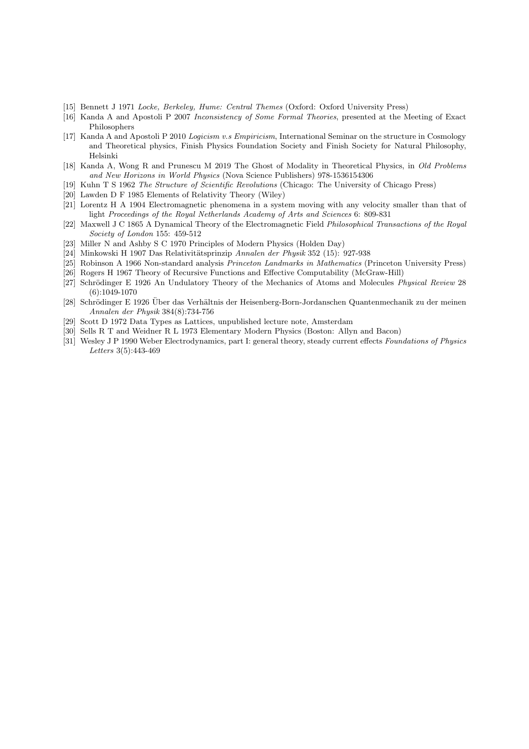[15] Bennett J 1971 *Locke, Berkeley, Hume: Central Themes* (Oxford: Oxford University Press)

[16] Kanda A and Apostoli P 2007 *Inconsistency of Some Formal Theories*, presented at the Meeting of Exact Philosophers

[17] Kanda A and Apostoli P 2010 *Logicism v.s Empiricism*, International Seminar on the structure in Cosmology and Theoretical physics, Finish Physics Foundation Society and Finish Society for Natural Philosophy, Helsinki

[18] Kanda A, Wong R and Prunescu M 2019 The Ghost of Modality in Theoretical Physics, in *Old Problems and New Horizons in World Physics* (Nova Science Publishers) 978-1536154306

[19] Kuhn T S 1962 *The Structure of Scientific Revolutions* (Chicago: The University of Chicago Press)

[20] Lawden D F 1985 Elements of Relativity Theory (Wiley)

[21] Lorentz H A 1904 Electromagnetic phenomena in a system moving with any velocity smaller than that of light *Proceedings of the Royal Netherlands Academy of Arts and Sciences* 6: 809-831

[22] Maxwell J C 1865 A Dynamical Theory of the Electromagnetic Field *Philosophical Transactions of the Royal Society of London* 155: 459-512

[23] Miller N and Ashby S C 1970 Principles of Modern Physics (Holden Day)

[24] Minkowski H 1907 Das Relativitätsprinzip *Annalen der Physik* 352 (15): 927-938

[25] Robinson A 1966 Non-standard analysis *Princeton Landmarks in Mathematics* (Princeton University Press)

[26] Rogers H 1967 Theory of Recursive Functions and Effective Computability (McGraw-Hill)

[27] Schrödinger E 1926 An Undulatory Theory of the Mechanics of Atoms and Molecules *Physical Review* 28 (6):1049-1070

[28] Schrödinger E 1926 Über das Verhältnis der Heisenberg-Born-Jordanschen Quantenmechanik zu der meinen *Annalen der Physik* 384(8):734-756

[29] Scott D 1972 Data Types as Lattices, unpublished lecture note, Amsterdam

[30] Sells R T and Weidner R L 1973 Elementary Modern Physics (Boston: Allyn and Bacon)

[31] Wesley J P 1990 Weber Electrodynamics, part I: general theory, steady current effects *Foundations of Physics Letters* 3(5):443-469